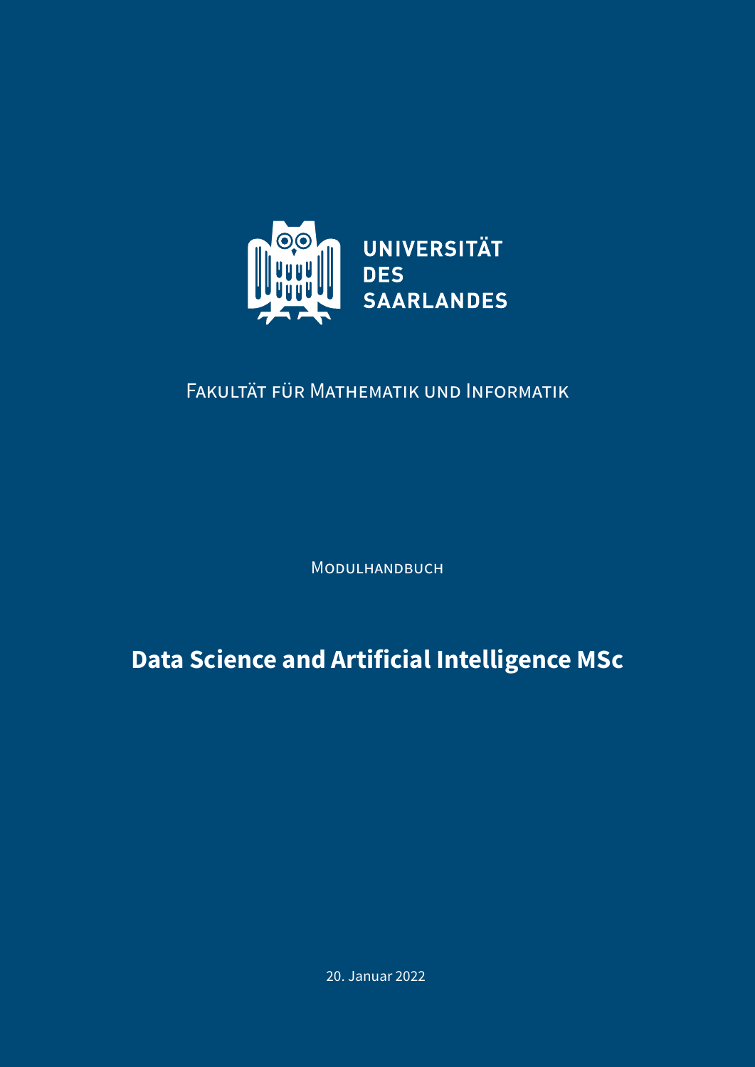UNIVERSITÄT
DES
SAARLANDES

Fakultät für Mathematik und Informatik

Modulhandbuch

# Data Science and Artificial Intelligence MSc

20. Januar 2022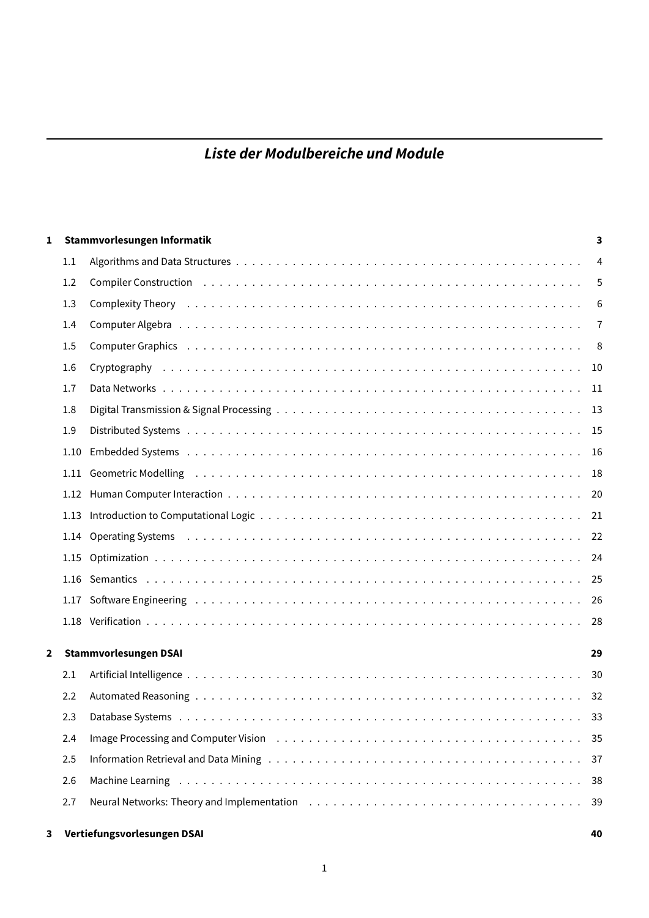# *Liste der Modulbereiche und Module*

| | | |
|---|---|---|
| **1** | **Stammvorlesungen Informatik** | **3** |
| 1.1 | Algorithms and Data Structures | 4 |
| 1.2 | Compiler Construction | 5 |
| 1.3 | Complexity Theory | 6 |
| 1.4 | Computer Algebra | 7 |
| 1.5 | Computer Graphics | 8 |
| 1.6 | Cryptography | 10 |
| 1.7 | Data Networks | 11 |
| 1.8 | Digital Transmission & Signal Processing | 13 |
| 1.9 | Distributed Systems | 15 |
| 1.10 | Embedded Systems | 16 |
| 1.11 | Geometric Modelling | 18 |
| 1.12 | Human Computer Interaction | 20 |
| 1.13 | Introduction to Computational Logic | 21 |
| 1.14 | Operating Systems | 22 |
| 1.15 | Optimization | 24 |
| 1.16 | Semantics | 25 |
| 1.17 | Software Engineering | 26 |
| 1.18 | Verification | 28 |
| **2** | **Stammvorlesungen DSAI** | **29** |
| 2.1 | Artificial Intelligence | 30 |
| 2.2 | Automated Reasoning | 32 |
| 2.3 | Database Systems | 33 |
| 2.4 | Image Processing and Computer Vision | 35 |
| 2.5 | Information Retrieval and Data Mining | 37 |
| 2.6 | Machine Learning | 38 |
| 2.7 | Neural Networks: Theory and Implementation | 39 |
| **3** | **Vertiefungsvorlesungen DSAI** | **40** |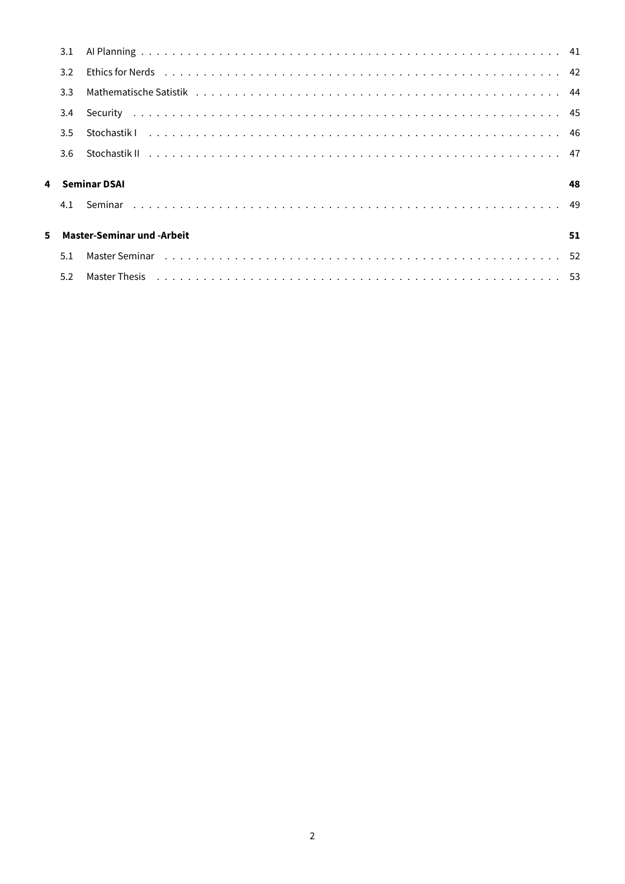- 3.1 AI Planning . . . 41
- 3.2 Ethics for Nerds . . . 42
- 3.3 Mathematische Satistik . . . 44
- 3.4 Security . . . 45
- 3.5 Stochastik I . . . 46
- 3.6 Stochastik II . . . 47

**4 Seminar DSAI** **48**

- 4.1 Seminar . . . 49

**5 Master-Seminar und -Arbeit** **51**

- 5.1 Master Seminar . . . 52
- 5.2 Master Thesis . . . 53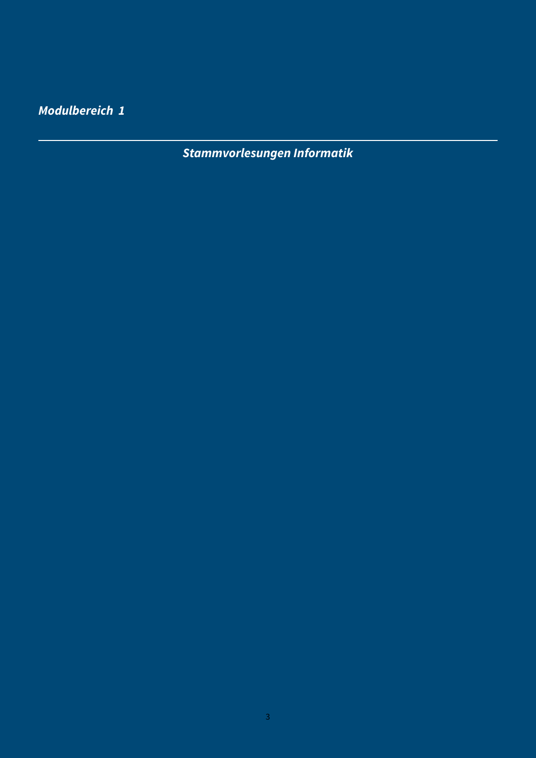*Modulbereich 1*

---

# *Stammvorlesungen Informatik*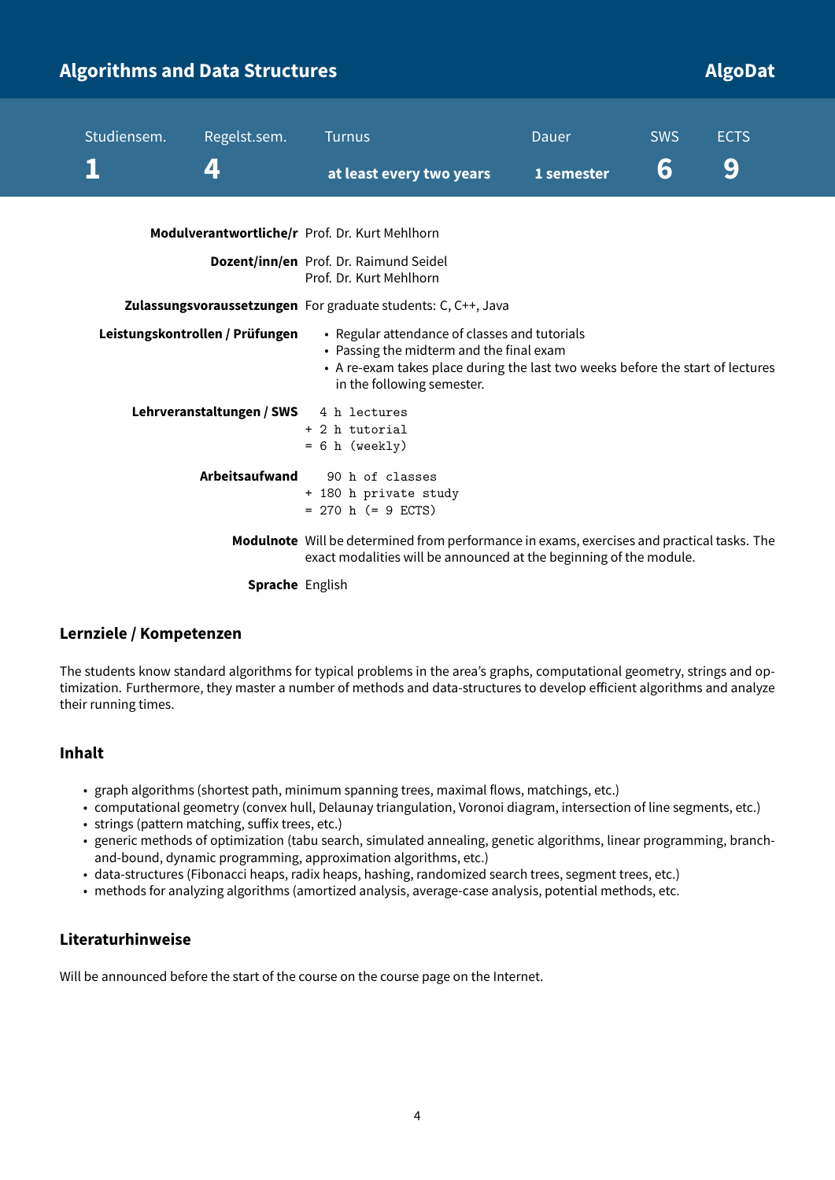## Algorithms and Data Structures — AlgoDat

| Studiensem. | Regelst.sem. | Turnus | Dauer | SWS | ECTS |
|---|---|---|---|---|---|
| **1** | **4** | **at least every two years** | **1 semester** | **6** | **9** |

**Modulverantwortliche/r** Prof. Dr. Kurt Mehlhorn

**Dozent/inn/en** Prof. Dr. Raimund Seidel
Prof. Dr. Kurt Mehlhorn

**Zulassungsvoraussetzungen** For graduate students: C, C++, Java

**Leistungskontrollen / Prüfungen**

- Regular attendance of classes and tutorials
- Passing the midterm and the final exam
- A re-exam takes place during the last two weeks before the start of lectures in the following semester.

**Lehrveranstaltungen / SWS**

```
  4 h lectures
+ 2 h tutorial
= 6 h (weekly)
```

**Arbeitsaufwand**

```
   90 h of classes
+ 180 h private study
= 270 h (= 9 ECTS)
```

**Modulnote** Will be determined from performance in exams, exercises and practical tasks. The exact modalities will be announced at the beginning of the module.

**Sprache** English

### Lernziele / Kompetenzen

The students know standard algorithms for typical problems in the area's graphs, computational geometry, strings and optimization. Furthermore, they master a number of methods and data-structures to develop efficient algorithms and analyze their running times.

### Inhalt

- graph algorithms (shortest path, minimum spanning trees, maximal flows, matchings, etc.)
- computational geometry (convex hull, Delaunay triangulation, Voronoi diagram, intersection of line segments, etc.)
- strings (pattern matching, suffix trees, etc.)
- generic methods of optimization (tabu search, simulated annealing, genetic algorithms, linear programming, branch-and-bound, dynamic programming, approximation algorithms, etc.)
- data-structures (Fibonacci heaps, radix heaps, hashing, randomized search trees, segment trees, etc.)
- methods for analyzing algorithms (amortized analysis, average-case analysis, potential methods, etc.

### Literaturhinweise

Will be announced before the start of the course on the course page on the Internet.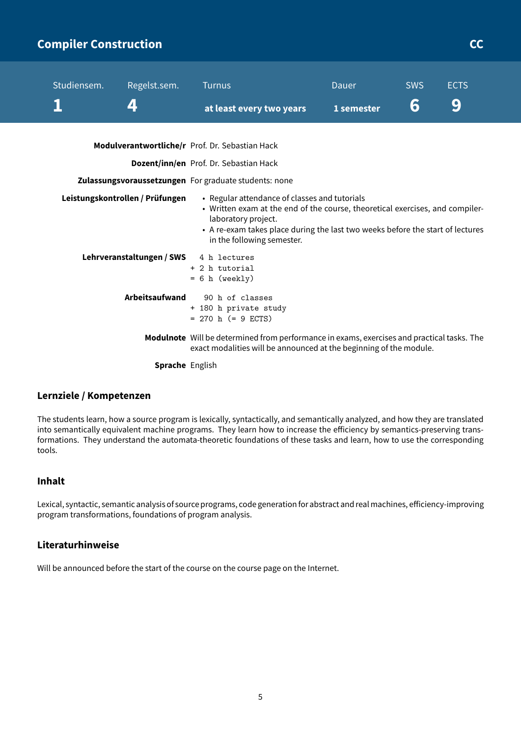# Compiler Construction

**CC**

| Studiensem. | Regelst.sem. | Turnus | Dauer | SWS | ECTS |
|---|---|---|---|---|---|
| **1** | **4** | **at least every two years** | **1 semester** | **6** | **9** |

**Modulverantwortliche/r** Prof. Dr. Sebastian Hack

**Dozent/inn/en** Prof. Dr. Sebastian Hack

**Zulassungsvoraussetzungen** For graduate students: none

**Leistungskontrollen / Prüfungen**

- Regular attendance of classes and tutorials
- Written exam at the end of the course, theoretical exercises, and compiler-laboratory project.
- A re-exam takes place during the last two weeks before the start of lectures in the following semester.

**Lehrveranstaltungen / SWS**

```
  4 h lectures
+ 2 h tutorial
= 6 h (weekly)
```

**Arbeitsaufwand**

```
   90 h of classes
+ 180 h private study
= 270 h (= 9 ECTS)
```

**Modulnote** Will be determined from performance in exams, exercises and practical tasks. The exact modalities will be announced at the beginning of the module.

**Sprache** English

## Lernziele / Kompetenzen

The students learn, how a source program is lexically, syntactically, and semantically analyzed, and how they are translated into semantically equivalent machine programs. They learn how to increase the efficiency by semantics-preserving transformations. They understand the automata-theoretic foundations of these tasks and learn, how to use the corresponding tools.

## Inhalt

Lexical, syntactic, semantic analysis of source programs, code generation for abstract and real machines, efficiency-improving program transformations, foundations of program analysis.

## Literaturhinweise

Will be announced before the start of the course on the course page on the Internet.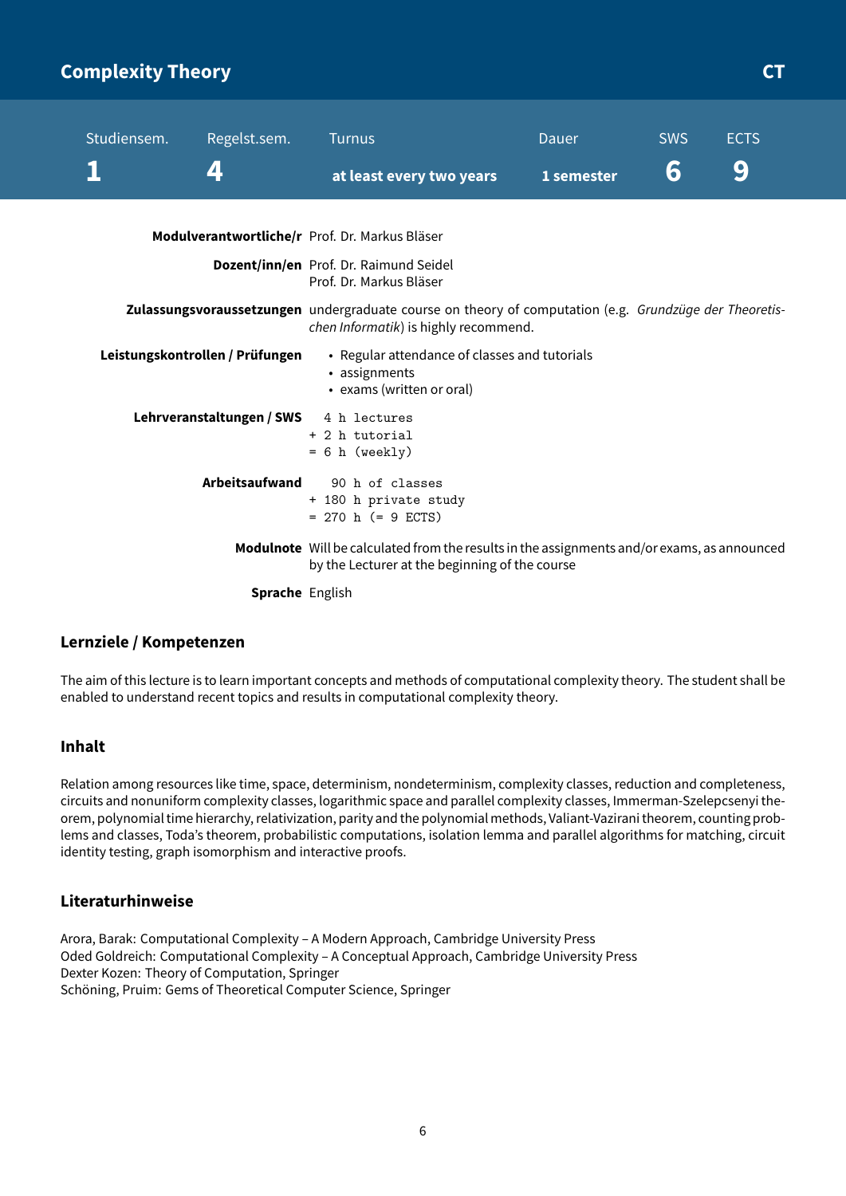# Complexity Theory

**CT**

| Studiensem. | Regelst.sem. | Turnus | Dauer | SWS | ECTS |
|---|---|---|---|---|---|
| 1 | 4 | at least every two years | 1 semester | 6 | 9 |

**Modulverantwortliche/r** Prof. Dr. Markus Bläser

**Dozent/inn/en** Prof. Dr. Raimund Seidel
Prof. Dr. Markus Bläser

**Zulassungsvoraussetzungen** undergraduate course on theory of computation (e.g. *Grundzüge der Theoretischen Informatik*) is highly recommend.

**Leistungskontrollen / Prüfungen**
- Regular attendance of classes and tutorials
- assignments
- exams (written or oral)

**Lehrveranstaltungen / SWS**

```
  4 h lectures
+ 2 h tutorial
= 6 h (weekly)
```

**Arbeitsaufwand**

```
   90 h of classes
+ 180 h private study
= 270 h (= 9 ECTS)
```

**Modulnote** Will be calculated from the results in the assignments and/or exams, as announced by the Lecturer at the beginning of the course

**Sprache** English

## Lernziele / Kompetenzen

The aim of this lecture is to learn important concepts and methods of computational complexity theory. The student shall be enabled to understand recent topics and results in computational complexity theory.

## Inhalt

Relation among resources like time, space, determinism, nondeterminism, complexity classes, reduction and completeness, circuits and nonuniform complexity classes, logarithmic space and parallel complexity classes, Immerman-Szelepcsenyi theorem, polynomial time hierarchy, relativization, parity and the polynomial methods, Valiant-Vazirani theorem, counting problems and classes, Toda's theorem, probabilistic computations, isolation lemma and parallel algorithms for matching, circuit identity testing, graph isomorphism and interactive proofs.

## Literaturhinweise

Arora, Barak: Computational Complexity – A Modern Approach, Cambridge University Press
Oded Goldreich: Computational Complexity – A Conceptual Approach, Cambridge University Press
Dexter Kozen: Theory of Computation, Springer
Schöning, Pruim: Gems of Theoretical Computer Science, Springer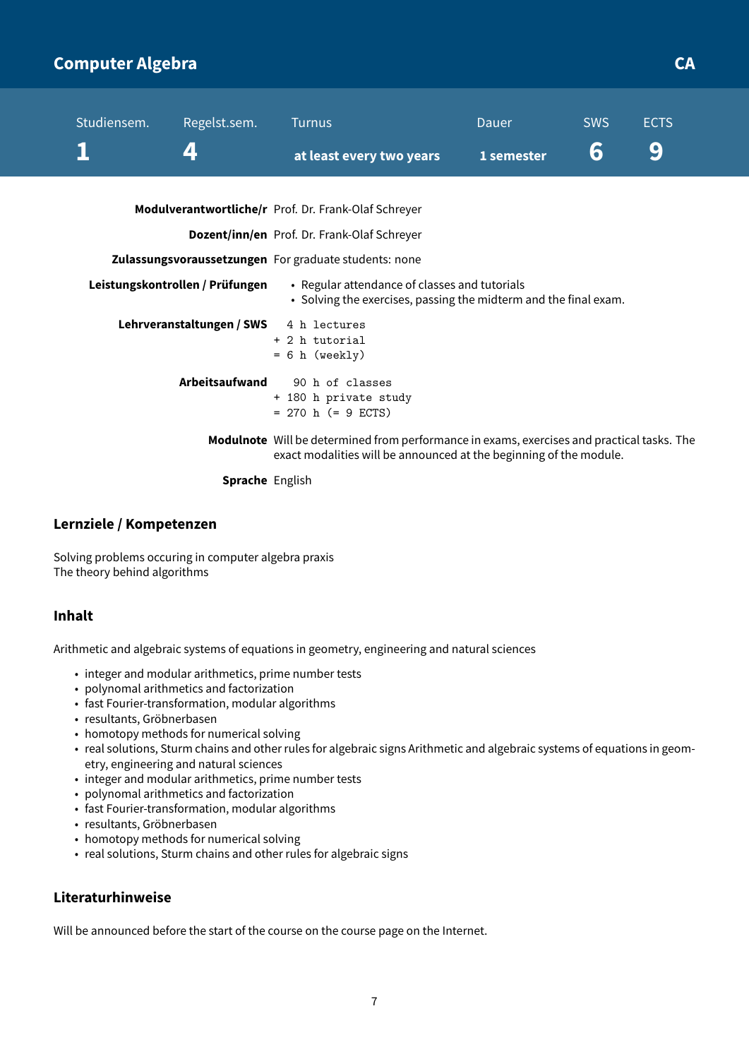# Computer Algebra

**CA**

| Studiensem. | Regelst.sem. | Turnus | Dauer | SWS | ECTS |
|---|---|---|---|---|---|
| **1** | **4** | **at least every two years** | **1 semester** | **6** | **9** |

**Modulverantwortliche/r** Prof. Dr. Frank-Olaf Schreyer

**Dozent/inn/en** Prof. Dr. Frank-Olaf Schreyer

**Zulassungsvoraussetzungen** For graduate students: none

**Leistungskontrollen / Prüfungen**
- Regular attendance of classes and tutorials
- Solving the exercises, passing the midterm and the final exam.

**Lehrveranstaltungen / SWS**

```
  4 h lectures
+ 2 h tutorial
= 6 h (weekly)
```

**Arbeitsaufwand**

```
   90 h of classes
+ 180 h private study
= 270 h (= 9 ECTS)
```

**Modulnote** Will be determined from performance in exams, exercises and practical tasks. The exact modalities will be announced at the beginning of the module.

**Sprache** English

## Lernziele / Kompetenzen

Solving problems occuring in computer algebra praxis
The theory behind algorithms

## Inhalt

Arithmetic and algebraic systems of equations in geometry, engineering and natural sciences

- integer and modular arithmetics, prime number tests
- polynomal arithmetics and factorization
- fast Fourier-transformation, modular algorithms
- resultants, Gröbnerbasen
- homotopy methods for numerical solving
- real solutions, Sturm chains and other rules for algebraic signs Arithmetic and algebraic systems of equations in geometry, engineering and natural sciences
- integer and modular arithmetics, prime number tests
- polynomal arithmetics and factorization
- fast Fourier-transformation, modular algorithms
- resultants, Gröbnerbasen
- homotopy methods for numerical solving
- real solutions, Sturm chains and other rules for algebraic signs

## Literaturhinweise

Will be announced before the start of the course on the course page on the Internet.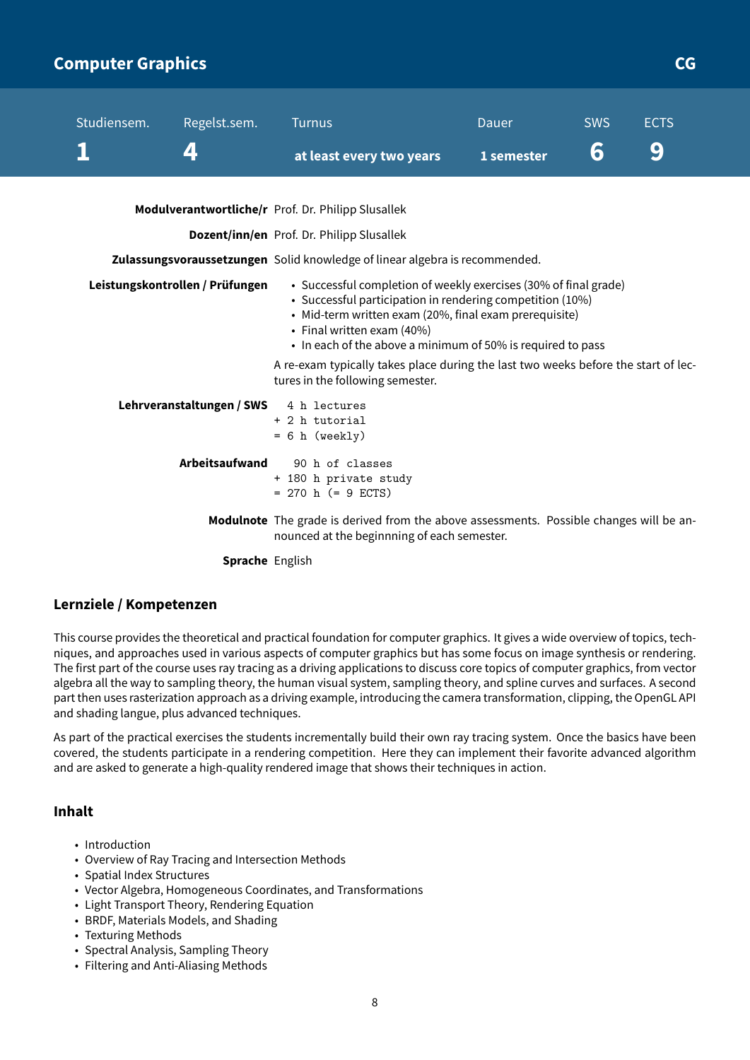## Computer Graphics

**CG**

| Studiensem. | Regelst.sem. | Turnus | Dauer | SWS | ECTS |
|---|---|---|---|---|---|
| **1** | **4** | **at least every two years** | **1 semester** | **6** | **9** |

**Modulverantwortliche/r** Prof. Dr. Philipp Slusallek

**Dozent/inn/en** Prof. Dr. Philipp Slusallek

**Zulassungsvoraussetzungen** Solid knowledge of linear algebra is recommended.

**Leistungskontrollen / Prüfungen**

- Successful completion of weekly exercises (30% of final grade)
- Successful participation in rendering competition (10%)
- Mid-term written exam (20%, final exam prerequisite)
- Final written exam (40%)
- In each of the above a minimum of 50% is required to pass

A re-exam typically takes place during the last two weeks before the start of lectures in the following semester.

**Lehrveranstaltungen / SWS**

```
  4 h lectures
+ 2 h tutorial
= 6 h (weekly)
```

**Arbeitsaufwand**

```
   90 h of classes
+ 180 h private study
= 270 h (= 9 ECTS)
```

**Modulnote** The grade is derived from the above assessments. Possible changes will be announced at the beginnning of each semester.

**Sprache** English

### Lernziele / Kompetenzen

This course provides the theoretical and practical foundation for computer graphics. It gives a wide overview of topics, techniques, and approaches used in various aspects of computer graphics but has some focus on image synthesis or rendering. The first part of the course uses ray tracing as a driving applications to discuss core topics of computer graphics, from vector algebra all the way to sampling theory, the human visual system, sampling theory, and spline curves and surfaces. A second part then uses rasterization approach as a driving example, introducing the camera transformation, clipping, the OpenGL API and shading langue, plus advanced techniques.

As part of the practical exercises the students incrementally build their own ray tracing system. Once the basics have been covered, the students participate in a rendering competition. Here they can implement their favorite advanced algorithm and are asked to generate a high-quality rendered image that shows their techniques in action.

### Inhalt

- Introduction
- Overview of Ray Tracing and Intersection Methods
- Spatial Index Structures
- Vector Algebra, Homogeneous Coordinates, and Transformations
- Light Transport Theory, Rendering Equation
- BRDF, Materials Models, and Shading
- Texturing Methods
- Spectral Analysis, Sampling Theory
- Filtering and Anti-Aliasing Methods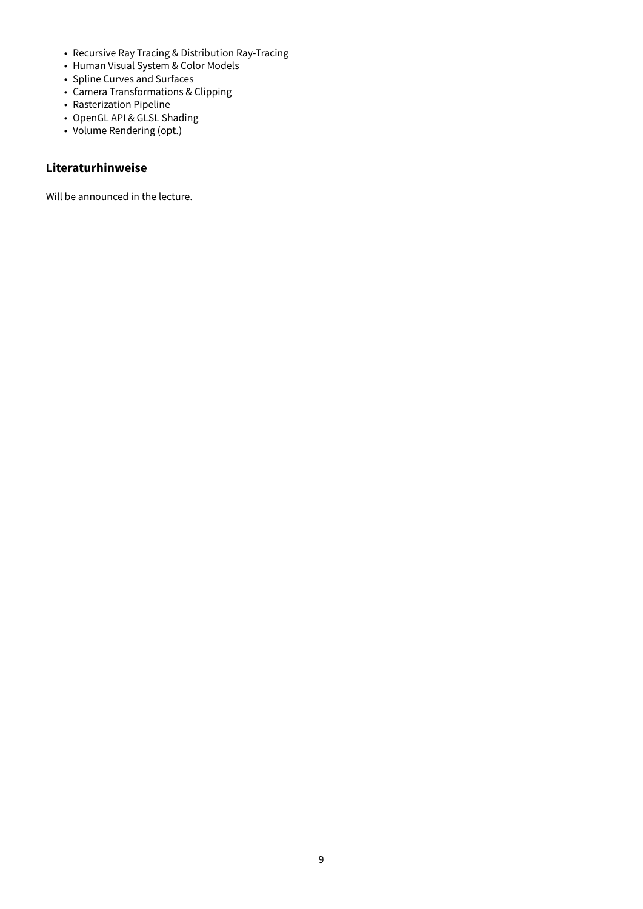- Recursive Ray Tracing & Distribution Ray-Tracing
- Human Visual System & Color Models
- Spline Curves and Surfaces
- Camera Transformations & Clipping
- Rasterization Pipeline
- OpenGL API & GLSL Shading
- Volume Rendering (opt.)

### Literaturhinweise

Will be announced in the lecture.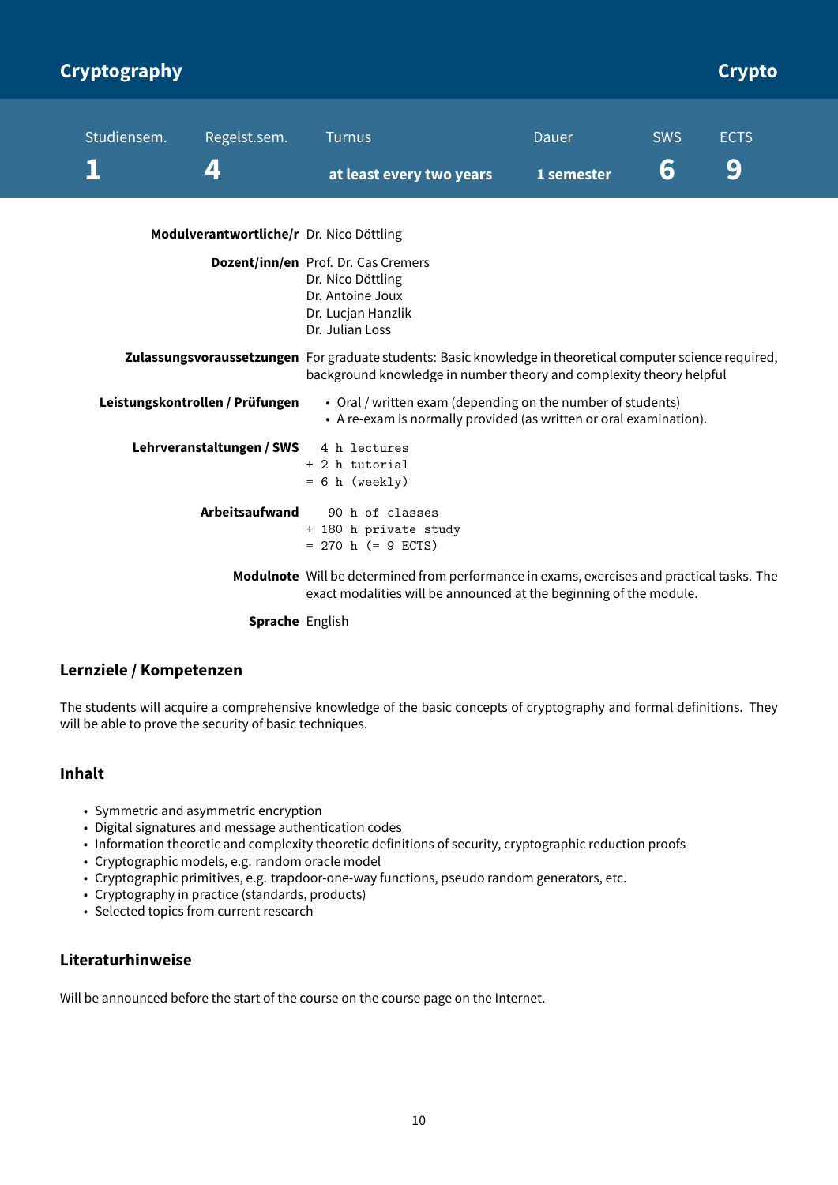# Cryptography

**Crypto**

| Studiensem. | Regelst.sem. | Turnus | Dauer | SWS | ECTS |
|---|---|---|---|---|---|
| 1 | 4 | at least every two years | 1 semester | 6 | 9 |

**Modulverantwortliche/r** Dr. Nico Döttling

**Dozent/inn/en** Prof. Dr. Cas Cremers
Dr. Nico Döttling
Dr. Antoine Joux
Dr. Lucjan Hanzlik
Dr. Julian Loss

**Zulassungsvoraussetzungen** For graduate students: Basic knowledge in theoretical computer science required, background knowledge in number theory and complexity theory helpful

**Leistungskontrollen / Prüfungen**

- Oral / written exam (depending on the number of students)
- A re-exam is normally provided (as written or oral examination).

**Lehrveranstaltungen / SWS**

```
  4 h lectures
+ 2 h tutorial
= 6 h (weekly)
```

**Arbeitsaufwand**

```
   90 h of classes
+ 180 h private study
= 270 h (= 9 ECTS)
```

**Modulnote** Will be determined from performance in exams, exercises and practical tasks. The exact modalities will be announced at the beginning of the module.

**Sprache** English

### Lernziele / Kompetenzen

The students will acquire a comprehensive knowledge of the basic concepts of cryptography and formal definitions. They will be able to prove the security of basic techniques.

### Inhalt

- Symmetric and asymmetric encryption
- Digital signatures and message authentication codes
- Information theoretic and complexity theoretic definitions of security, cryptographic reduction proofs
- Cryptographic models, e.g. random oracle model
- Cryptographic primitives, e.g. trapdoor-one-way functions, pseudo random generators, etc.
- Cryptography in practice (standards, products)
- Selected topics from current research

### Literaturhinweise

Will be announced before the start of the course on the course page on the Internet.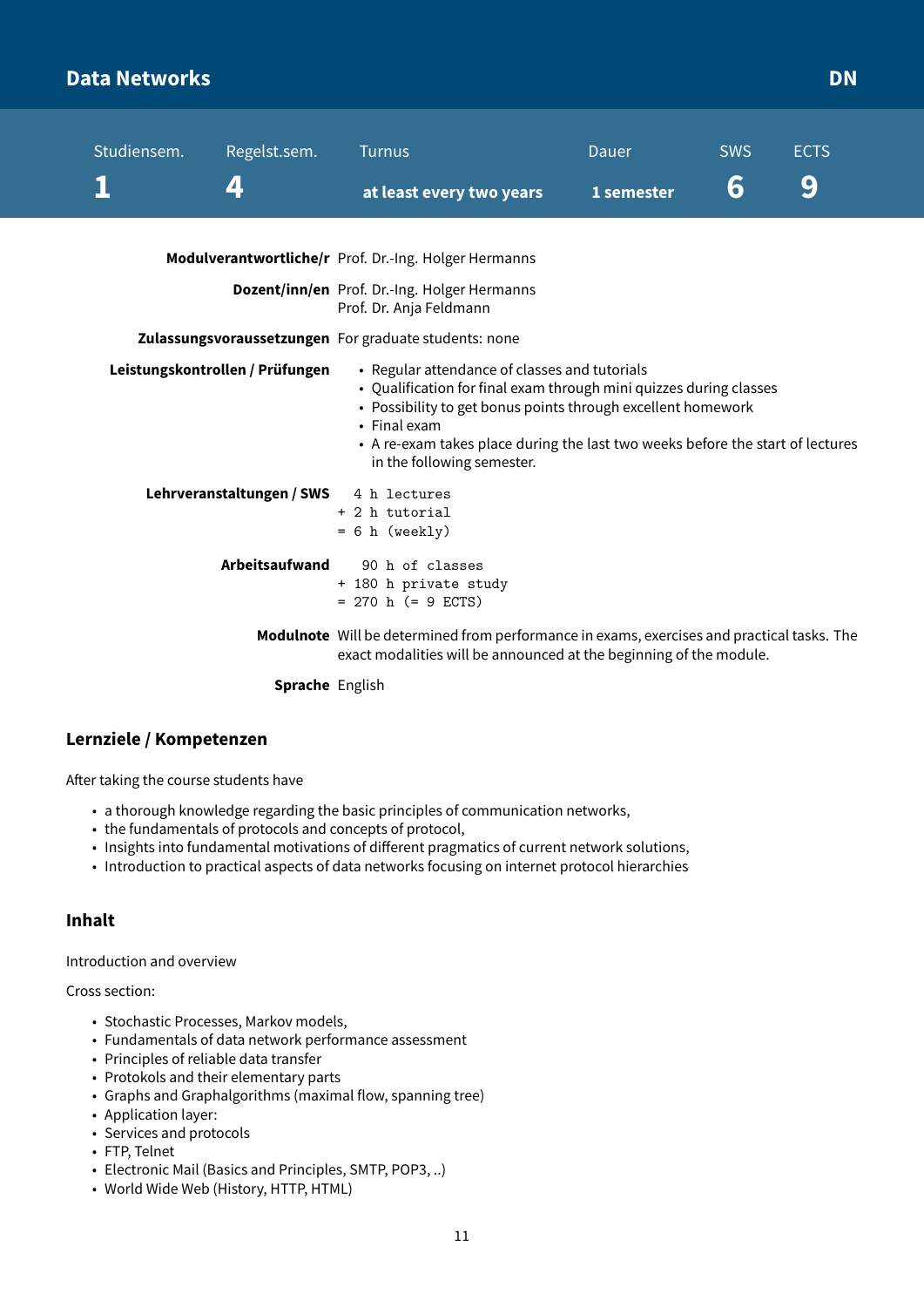## Data Networks

DN

| Studiensem. | Regelst.sem. | Turnus | Dauer | SWS | ECTS |
|---|---|---|---|---|---|
| 1 | 4 | at least every two years | 1 semester | 6 | 9 |

**Modulverantwortliche/r** Prof. Dr.-Ing. Holger Hermanns

**Dozent/inn/en** Prof. Dr.-Ing. Holger Hermanns
Prof. Dr. Anja Feldmann

**Zulassungsvoraussetzungen** For graduate students: none

**Leistungskontrollen / Prüfungen**

- Regular attendance of classes and tutorials
- Qualification for final exam through mini quizzes during classes
- Possibility to get bonus points through excellent homework
- Final exam
- A re-exam takes place during the last two weeks before the start of lectures in the following semester.

**Lehrveranstaltungen / SWS**

```
  4 h lectures
+ 2 h tutorial
= 6 h (weekly)
```

**Arbeitsaufwand**

```
   90 h of classes
+ 180 h private study
= 270 h (= 9 ECTS)
```

**Modulnote** Will be determined from performance in exams, exercises and practical tasks. The exact modalities will be announced at the beginning of the module.

**Sprache** English

### Lernziele / Kompetenzen

After taking the course students have

- a thorough knowledge regarding the basic principles of communication networks,
- the fundamentals of protocols and concepts of protocol,
- Insights into fundamental motivations of different pragmatics of current network solutions,
- Introduction to practical aspects of data networks focusing on internet protocol hierarchies

### Inhalt

Introduction and overview

Cross section:

- Stochastic Processes, Markov models,
- Fundamentals of data network performance assessment
- Principles of reliable data transfer
- Protokols and their elementary parts
- Graphs and Graphalgorithms (maximal flow, spanning tree)
- Application layer:
- Services and protocols
- FTP, Telnet
- Electronic Mail (Basics and Principles, SMTP, POP3, ..)
- World Wide Web (History, HTTP, HTML)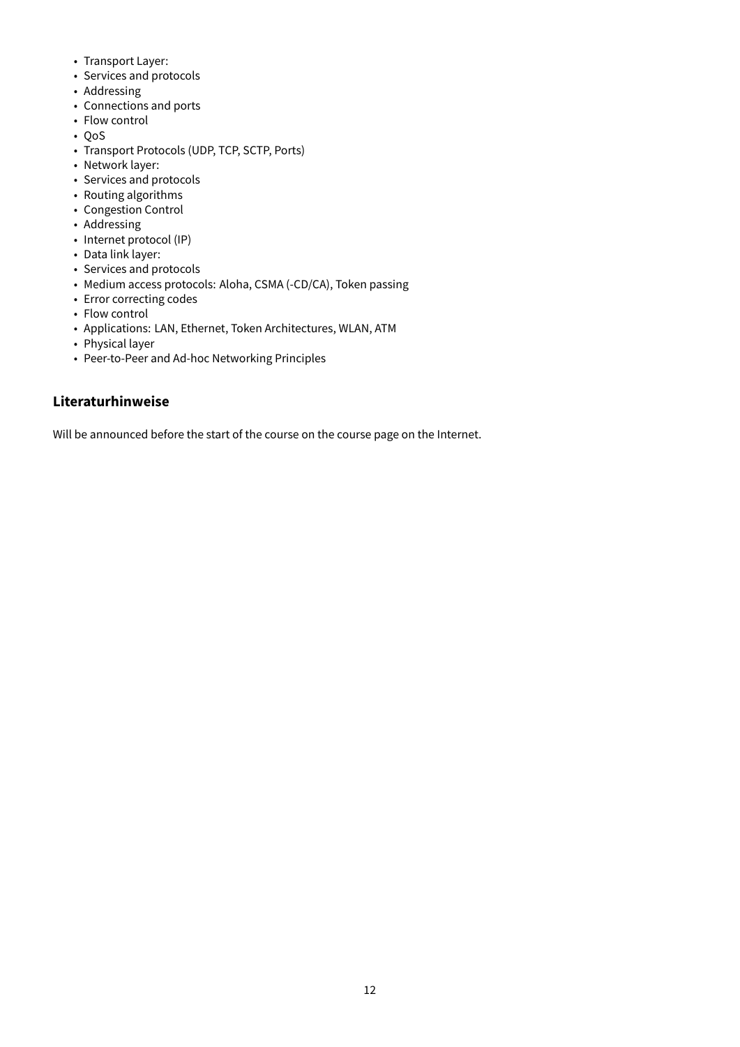- Transport Layer:
- Services and protocols
- Addressing
- Connections and ports
- Flow control
- QoS
- Transport Protocols (UDP, TCP, SCTP, Ports)
- Network layer:
- Services and protocols
- Routing algorithms
- Congestion Control
- Addressing
- Internet protocol (IP)
- Data link layer:
- Services and protocols
- Medium access protocols: Aloha, CSMA (-CD/CA), Token passing
- Error correcting codes
- Flow control
- Applications: LAN, Ethernet, Token Architectures, WLAN, ATM
- Physical layer
- Peer-to-Peer and Ad-hoc Networking Principles

### Literaturhinweise

Will be announced before the start of the course on the course page on the Internet.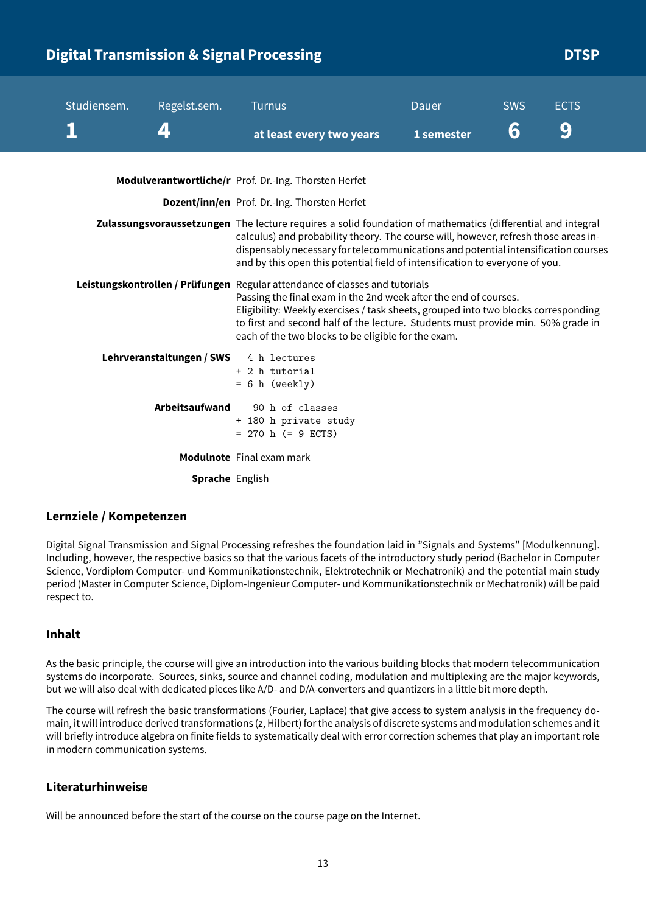## Digital Transmission & Signal Processing — DTSP

| Studiensem. | Regelst.sem. | Turnus | Dauer | SWS | ECTS |
|---|---|---|---|---|---|
| 1 | 4 | at least every two years | 1 semester | 6 | 9 |

**Modulverantwortliche/r** Prof. Dr.-Ing. Thorsten Herfet

**Dozent/inn/en** Prof. Dr.-Ing. Thorsten Herfet

**Zulassungsvoraussetzungen** The lecture requires a solid foundation of mathematics (differential and integral calculus) and probability theory. The course will, however, refresh those areas indispensably necessary for telecommunications and potential intensification courses and by this open this potential field of intensification to everyone of you.

**Leistungskontrollen / Prüfungen** Regular attendance of classes and tutorials
Passing the final exam in the 2nd week after the end of courses.
Eligibility: Weekly exercises / task sheets, grouped into two blocks corresponding to first and second half of the lecture. Students must provide min. 50% grade in each of the two blocks to be eligible for the exam.

**Lehrveranstaltungen / SWS**

```
  4 h lectures
+ 2 h tutorial
= 6 h (weekly)
```

**Arbeitsaufwand**

```
   90 h of classes
+ 180 h private study
= 270 h (= 9 ECTS)
```

**Modulnote** Final exam mark

**Sprache** English

### Lernziele / Kompetenzen

Digital Signal Transmission and Signal Processing refreshes the foundation laid in "Signals and Systems" [Modulkennung]. Including, however, the respective basics so that the various facets of the introductory study period (Bachelor in Computer Science, Vordiplom Computer- und Kommunikationstechnik, Elektrotechnik or Mechatronik) and the potential main study period (Master in Computer Science, Diplom-Ingenieur Computer- und Kommunikationstechnik or Mechatronik) will be paid respect to.

### Inhalt

As the basic principle, the course will give an introduction into the various building blocks that modern telecommunication systems do incorporate. Sources, sinks, source and channel coding, modulation and multiplexing are the major keywords, but we will also deal with dedicated pieces like A/D- and D/A-converters and quantizers in a little bit more depth.

The course will refresh the basic transformations (Fourier, Laplace) that give access to system analysis in the frequency domain, it will introduce derived transformations (z, Hilbert) for the analysis of discrete systems and modulation schemes and it will briefly introduce algebra on finite fields to systematically deal with error correction schemes that play an important role in modern communication systems.

### Literaturhinweise

Will be announced before the start of the course on the course page on the Internet.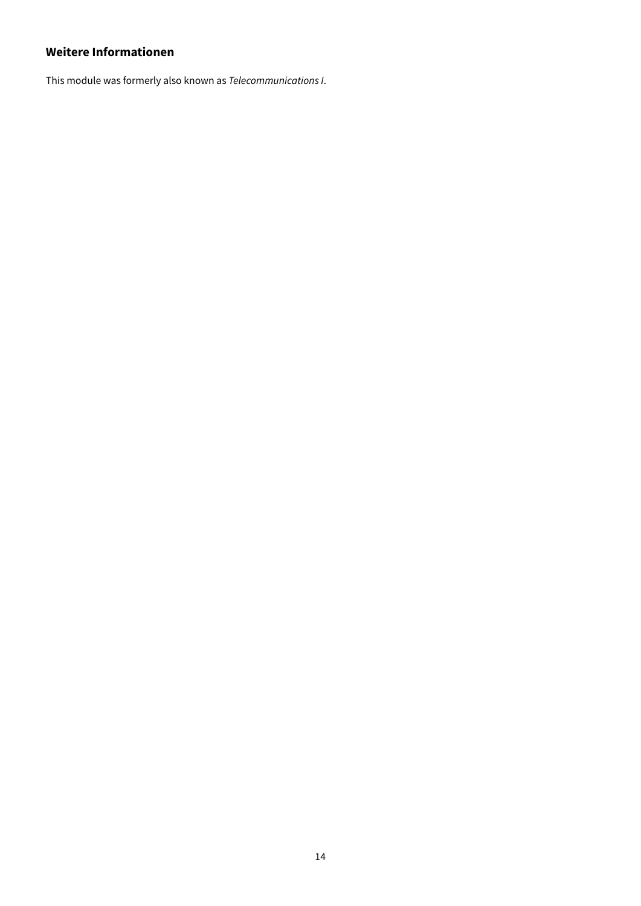## Weitere Informationen

This module was formerly also known as *Telecommunications I*.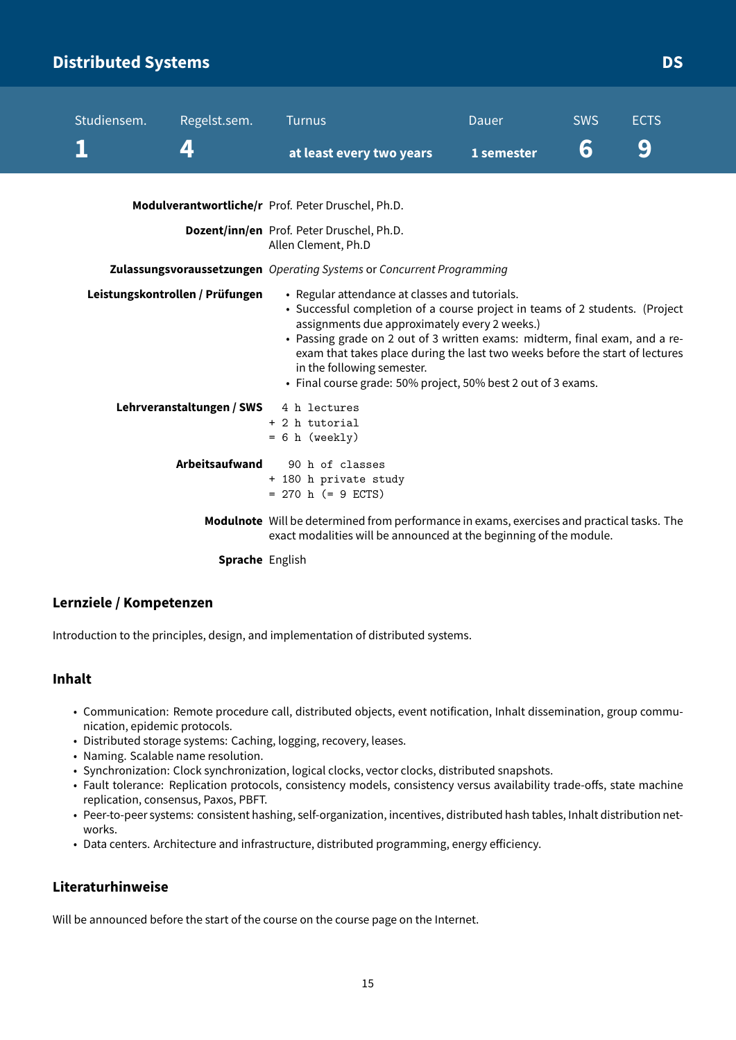# Distributed Systems

**DS**

| Studiensem. | Regelst.sem. | Turnus | Dauer | SWS | ECTS |
|---|---|---|---|---|---|
| 1 | 4 | at least every two years | 1 semester | 6 | 9 |

**Modulverantwortliche/r** Prof. Peter Druschel, Ph.D.

**Dozent/inn/en** Prof. Peter Druschel, Ph.D.
Allen Clement, Ph.D

**Zulassungsvoraussetzungen** *Operating Systems* or *Concurrent Programming*

**Leistungskontrollen / Prüfungen**

- Regular attendance at classes and tutorials.
- Successful completion of a course project in teams of 2 students. (Project assignments due approximately every 2 weeks.)
- Passing grade on 2 out of 3 written exams: midterm, final exam, and a re-exam that takes place during the last two weeks before the start of lectures in the following semester.
- Final course grade: 50% project, 50% best 2 out of 3 exams.

**Lehrveranstaltungen / SWS**

```
  4 h lectures
+ 2 h tutorial
= 6 h (weekly)
```

**Arbeitsaufwand**

```
   90 h of classes
+ 180 h private study
= 270 h (= 9 ECTS)
```

**Modulnote** Will be determined from performance in exams, exercises and practical tasks. The exact modalities will be announced at the beginning of the module.

**Sprache** English

## Lernziele / Kompetenzen

Introduction to the principles, design, and implementation of distributed systems.

## Inhalt

- Communication: Remote procedure call, distributed objects, event notification, Inhalt dissemination, group communication, epidemic protocols.
- Distributed storage systems: Caching, logging, recovery, leases.
- Naming. Scalable name resolution.
- Synchronization: Clock synchronization, logical clocks, vector clocks, distributed snapshots.
- Fault tolerance: Replication protocols, consistency models, consistency versus availability trade-offs, state machine replication, consensus, Paxos, PBFT.
- Peer-to-peer systems: consistent hashing, self-organization, incentives, distributed hash tables, Inhalt distribution networks.
- Data centers. Architecture and infrastructure, distributed programming, energy efficiency.

## Literaturhinweise

Will be announced before the start of the course on the course page on the Internet.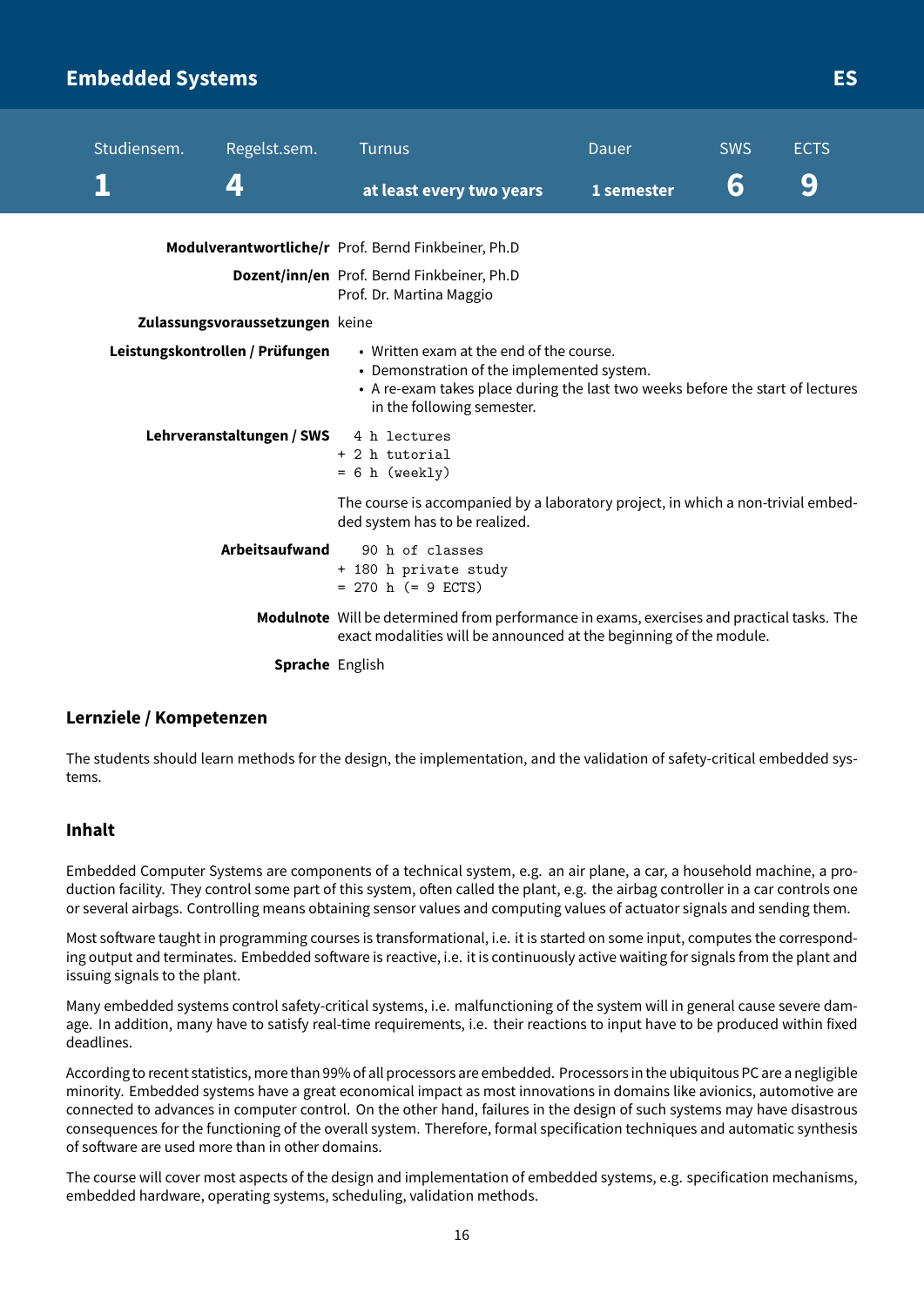## Embedded Systems — ES

| Studiensem. | Regelst.sem. | Turnus | Dauer | SWS | ECTS |
|---|---|---|---|---|---|
| 1 | 4 | at least every two years | 1 semester | 6 | 9 |

**Modulverantwortliche/r** Prof. Bernd Finkbeiner, Ph.D

**Dozent/inn/en** Prof. Bernd Finkbeiner, Ph.D
Prof. Dr. Martina Maggio

**Zulassungsvoraussetzungen** keine

**Leistungskontrollen / Prüfungen**

- Written exam at the end of the course.
- Demonstration of the implemented system.
- A re-exam takes place during the last two weeks before the start of lectures in the following semester.

**Lehrveranstaltungen / SWS**

```
  4 h lectures
+ 2 h tutorial
= 6 h (weekly)
```

The course is accompanied by a laboratory project, in which a non-trivial embedded system has to be realized.

**Arbeitsaufwand**

```
   90 h of classes
+ 180 h private study
= 270 h (= 9 ECTS)
```

**Modulnote** Will be determined from performance in exams, exercises and practical tasks. The exact modalities will be announced at the beginning of the module.

**Sprache** English

### Lernziele / Kompetenzen

The students should learn methods for the design, the implementation, and the validation of safety-critical embedded systems.

### Inhalt

Embedded Computer Systems are components of a technical system, e.g. an air plane, a car, a household machine, a production facility. They control some part of this system, often called the plant, e.g. the airbag controller in a car controls one or several airbags. Controlling means obtaining sensor values and computing values of actuator signals and sending them.

Most software taught in programming courses is transformational, i.e. it is started on some input, computes the corresponding output and terminates. Embedded software is reactive, i.e. it is continuously active waiting for signals from the plant and issuing signals to the plant.

Many embedded systems control safety-critical systems, i.e. malfunctioning of the system will in general cause severe damage. In addition, many have to satisfy real-time requirements, i.e. their reactions to input have to be produced within fixed deadlines.

According to recent statistics, more than 99% of all processors are embedded. Processors in the ubiquitous PC are a negligible minority. Embedded systems have a great economical impact as most innovations in domains like avionics, automotive are connected to advances in computer control. On the other hand, failures in the design of such systems may have disastrous consequences for the functioning of the overall system. Therefore, formal specification techniques and automatic synthesis of software are used more than in other domains.

The course will cover most aspects of the design and implementation of embedded systems, e.g. specification mechanisms, embedded hardware, operating systems, scheduling, validation methods.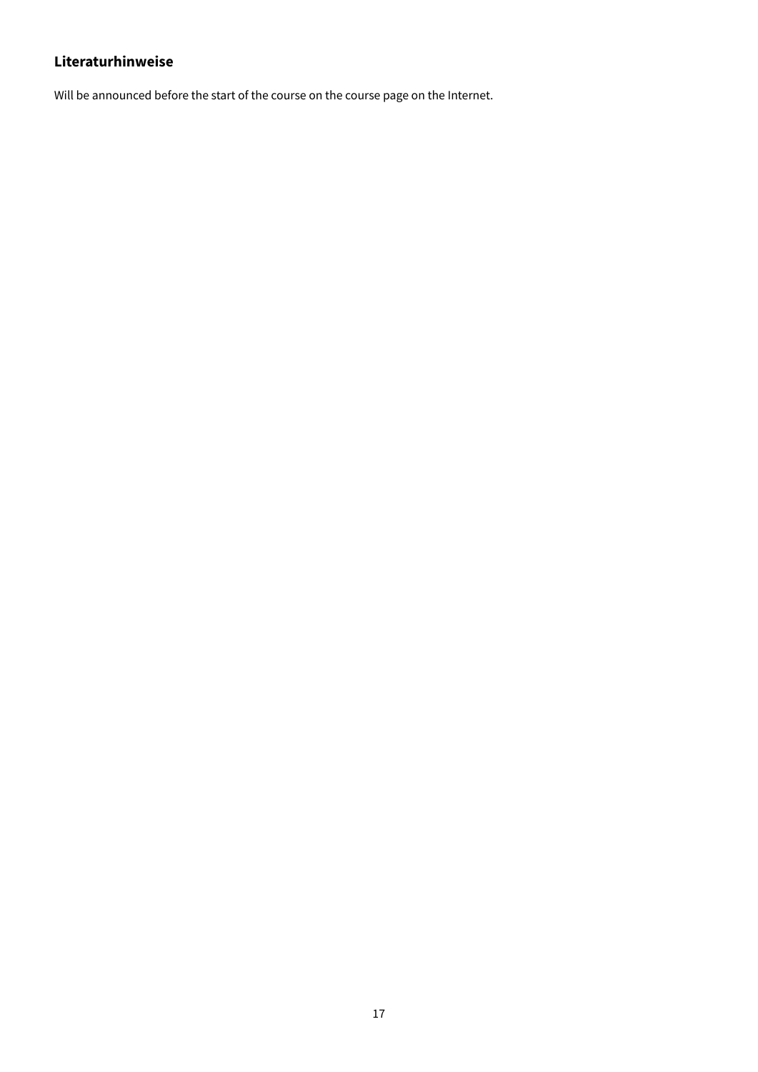#### Literaturhinweise

Will be announced before the start of the course on the course page on the Internet.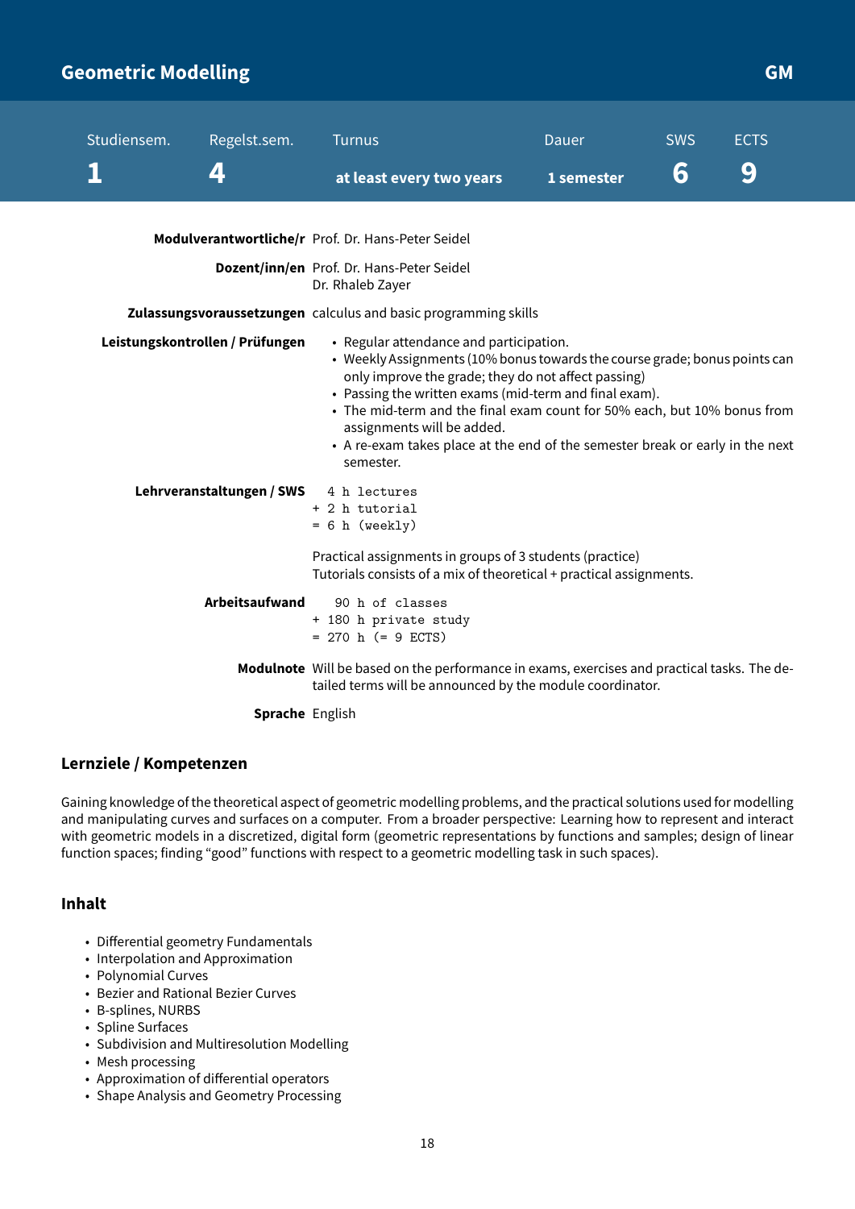## Geometric Modelling — GM

| Studiensem. | Regelst.sem. | Turnus | Dauer | SWS | ECTS |
|---|---|---|---|---|---|
| 1 | 4 | at least every two years | 1 semester | 6 | 9 |

**Modulverantwortliche/r** Prof. Dr. Hans-Peter Seidel

**Dozent/inn/en** Prof. Dr. Hans-Peter Seidel
Dr. Rhaleb Zayer

**Zulassungsvoraussetzungen** calculus and basic programming skills

**Leistungskontrollen / Prüfungen**

- Regular attendance and participation.
- Weekly Assignments (10% bonus towards the course grade; bonus points can only improve the grade; they do not affect passing)
- Passing the written exams (mid-term and final exam).
- The mid-term and the final exam count for 50% each, but 10% bonus from assignments will be added.
- A re-exam takes place at the end of the semester break or early in the next semester.

**Lehrveranstaltungen / SWS**

```
  4 h lectures
+ 2 h tutorial
= 6 h (weekly)
```

Practical assignments in groups of 3 students (practice)
Tutorials consists of a mix of theoretical + practical assignments.

**Arbeitsaufwand**

```
   90 h of classes
+ 180 h private study
= 270 h (= 9 ECTS)
```

**Modulnote** Will be based on the performance in exams, exercises and practical tasks. The detailed terms will be announced by the module coordinator.

**Sprache** English

### Lernziele / Kompetenzen

Gaining knowledge of the theoretical aspect of geometric modelling problems, and the practical solutions used for modelling and manipulating curves and surfaces on a computer. From a broader perspective: Learning how to represent and interact with geometric models in a discretized, digital form (geometric representations by functions and samples; design of linear function spaces; finding "good" functions with respect to a geometric modelling task in such spaces).

### Inhalt

- Differential geometry Fundamentals
- Interpolation and Approximation
- Polynomial Curves
- Bezier and Rational Bezier Curves
- B-splines, NURBS
- Spline Surfaces
- Subdivision and Multiresolution Modelling
- Mesh processing
- Approximation of differential operators
- Shape Analysis and Geometry Processing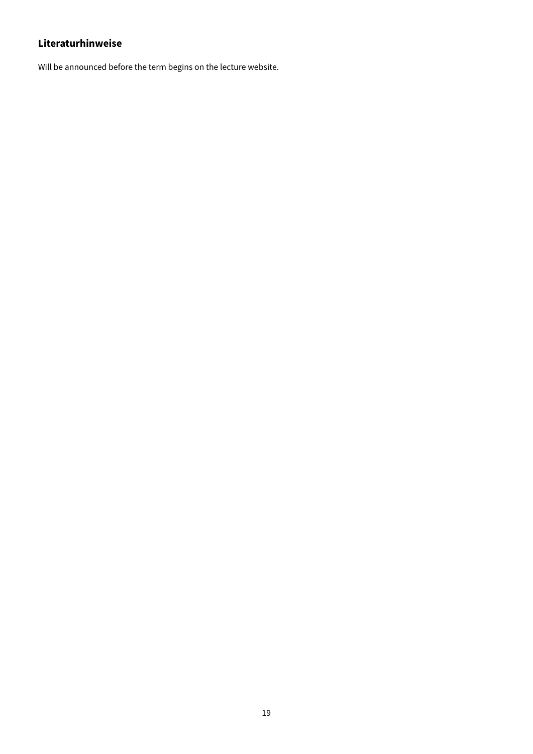### Literaturhinweise

Will be announced before the term begins on the lecture website.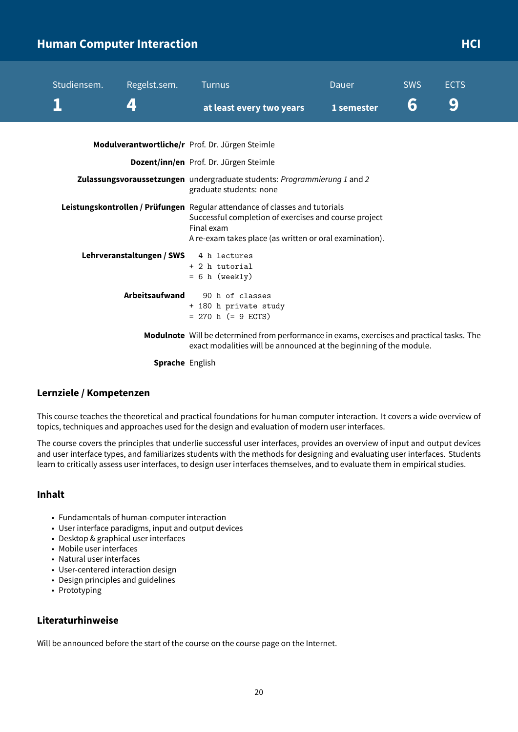## Human Computer Interaction — HCI

| Studiensem. | Regelst.sem. | Turnus | Dauer | SWS | ECTS |
|---|---|---|---|---|---|
| 1 | 4 | at least every two years | 1 semester | 6 | 9 |

**Modulverantwortliche/r** Prof. Dr. Jürgen Steimle

**Dozent/inn/en** Prof. Dr. Jürgen Steimle

**Zulassungsvoraussetzungen** undergraduate students: *Programmierung 1* and *2*
graduate students: none

**Leistungskontrollen / Prüfungen** Regular attendance of classes and tutorials
Successful completion of exercises and course project
Final exam
A re-exam takes place (as written or oral examination).

**Lehrveranstaltungen / SWS**

```
  4 h lectures
+ 2 h tutorial
= 6 h (weekly)
```

**Arbeitsaufwand**

```
   90 h of classes
+ 180 h private study
= 270 h (= 9 ECTS)
```

**Modulnote** Will be determined from performance in exams, exercises and practical tasks. The exact modalities will be announced at the beginning of the module.

**Sprache** English

### Lernziele / Kompetenzen

This course teaches the theoretical and practical foundations for human computer interaction. It covers a wide overview of topics, techniques and approaches used for the design and evaluation of modern user interfaces.

The course covers the principles that underlie successful user interfaces, provides an overview of input and output devices and user interface types, and familiarizes students with the methods for designing and evaluating user interfaces. Students learn to critically assess user interfaces, to design user interfaces themselves, and to evaluate them in empirical studies.

### Inhalt

- Fundamentals of human-computer interaction
- User interface paradigms, input and output devices
- Desktop & graphical user interfaces
- Mobile user interfaces
- Natural user interfaces
- User-centered interaction design
- Design principles and guidelines
- Prototyping

### Literaturhinweise

Will be announced before the start of the course on the course page on the Internet.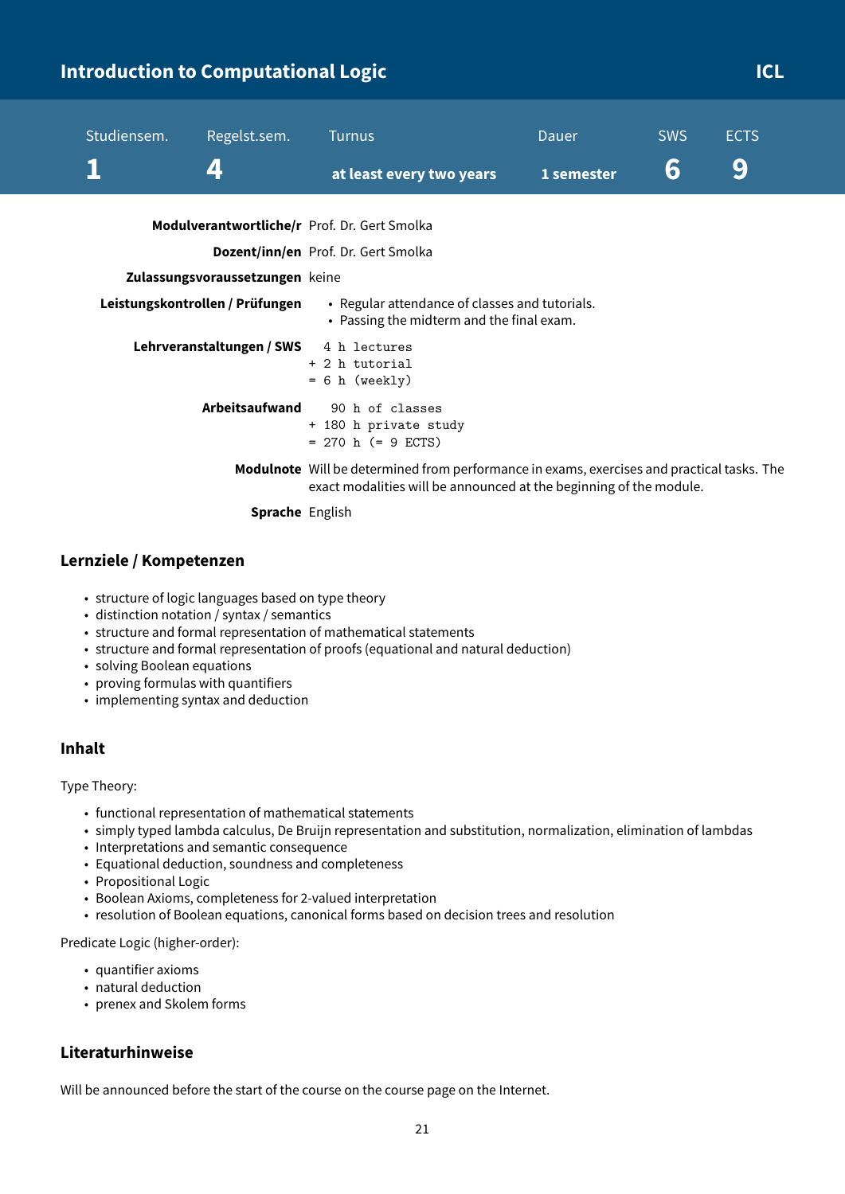# Introduction to Computational Logic

**ICL**

| Studiensem. | Regelst.sem. | Turnus | Dauer | SWS | ECTS |
|---|---|---|---|---|---|
| **1** | **4** | **at least every two years** | **1 semester** | **6** | **9** |

**Modulverantwortliche/r** Prof. Dr. Gert Smolka

**Dozent/inn/en** Prof. Dr. Gert Smolka

**Zulassungsvoraussetzungen** keine

**Leistungskontrollen / Prüfungen**

- Regular attendance of classes and tutorials.
- Passing the midterm and the final exam.

**Lehrveranstaltungen / SWS**

```
  4 h lectures
+ 2 h tutorial
= 6 h (weekly)
```

**Arbeitsaufwand**

```
   90 h of classes
+ 180 h private study
= 270 h (= 9 ECTS)
```

**Modulnote** Will be determined from performance in exams, exercises and practical tasks. The exact modalities will be announced at the beginning of the module.

**Sprache** English

## Lernziele / Kompetenzen

- structure of logic languages based on type theory
- distinction notation / syntax / semantics
- structure and formal representation of mathematical statements
- structure and formal representation of proofs (equational and natural deduction)
- solving Boolean equations
- proving formulas with quantifiers
- implementing syntax and deduction

## Inhalt

Type Theory:

- functional representation of mathematical statements
- simply typed lambda calculus, De Bruijn representation and substitution, normalization, elimination of lambdas
- Interpretations and semantic consequence
- Equational deduction, soundness and completeness
- Propositional Logic
- Boolean Axioms, completeness for 2-valued interpretation
- resolution of Boolean equations, canonical forms based on decision trees and resolution

Predicate Logic (higher-order):

- quantifier axioms
- natural deduction
- prenex and Skolem forms

## Literaturhinweise

Will be announced before the start of the course on the course page on the Internet.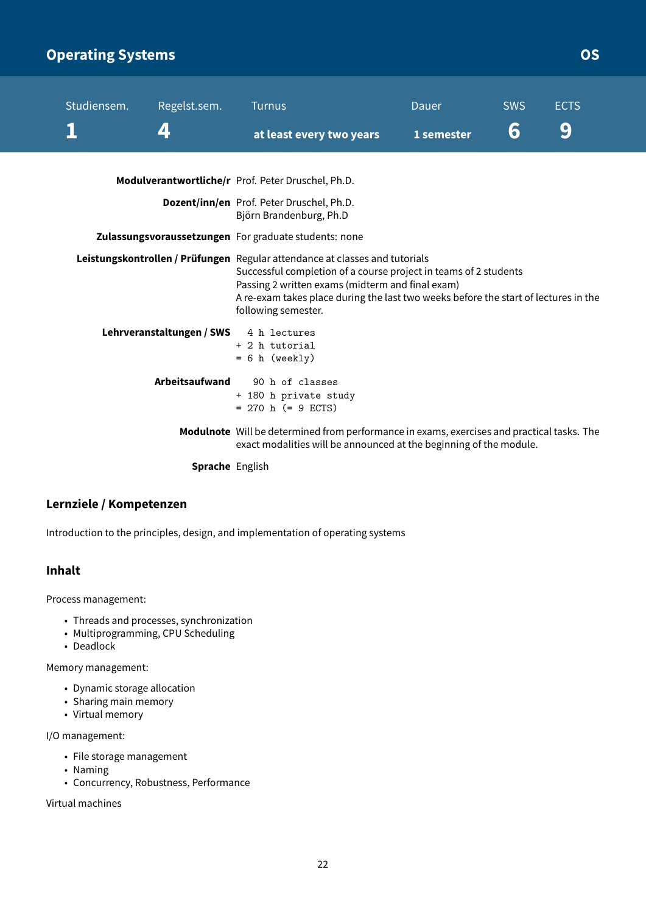## Operating Systems — OS

| Studiensem. | Regelst.sem. | Turnus | Dauer | SWS | ECTS |
|---|---|---|---|---|---|
| **1** | **4** | **at least every two years** | **1 semester** | **6** | **9** |

**Modulverantwortliche/r** Prof. Peter Druschel, Ph.D.

**Dozent/inn/en** Prof. Peter Druschel, Ph.D.
Björn Brandenburg, Ph.D

**Zulassungsvoraussetzungen** For graduate students: none

**Leistungskontrollen / Prüfungen** Regular attendance at classes and tutorials
Successful completion of a course project in teams of 2 students
Passing 2 written exams (midterm and final exam)
A re-exam takes place during the last two weeks before the start of lectures in the following semester.

**Lehrveranstaltungen / SWS**

```
  4 h lectures
+ 2 h tutorial
= 6 h (weekly)
```

**Arbeitsaufwand**

```
   90 h of classes
+ 180 h private study
= 270 h (= 9 ECTS)
```

**Modulnote** Will be determined from performance in exams, exercises and practical tasks. The exact modalities will be announced at the beginning of the module.

**Sprache** English

### Lernziele / Kompetenzen

Introduction to the principles, design, and implementation of operating systems

### Inhalt

Process management:

- Threads and processes, synchronization
- Multiprogramming, CPU Scheduling
- Deadlock

Memory management:

- Dynamic storage allocation
- Sharing main memory
- Virtual memory

I/O management:

- File storage management
- Naming
- Concurrency, Robustness, Performance

Virtual machines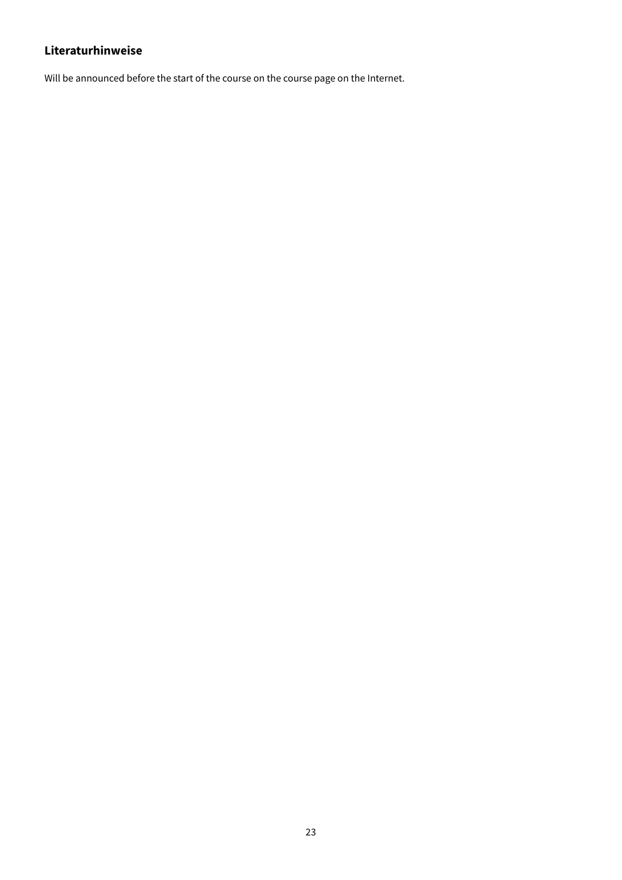### Literaturhinweise

Will be announced before the start of the course on the course page on the Internet.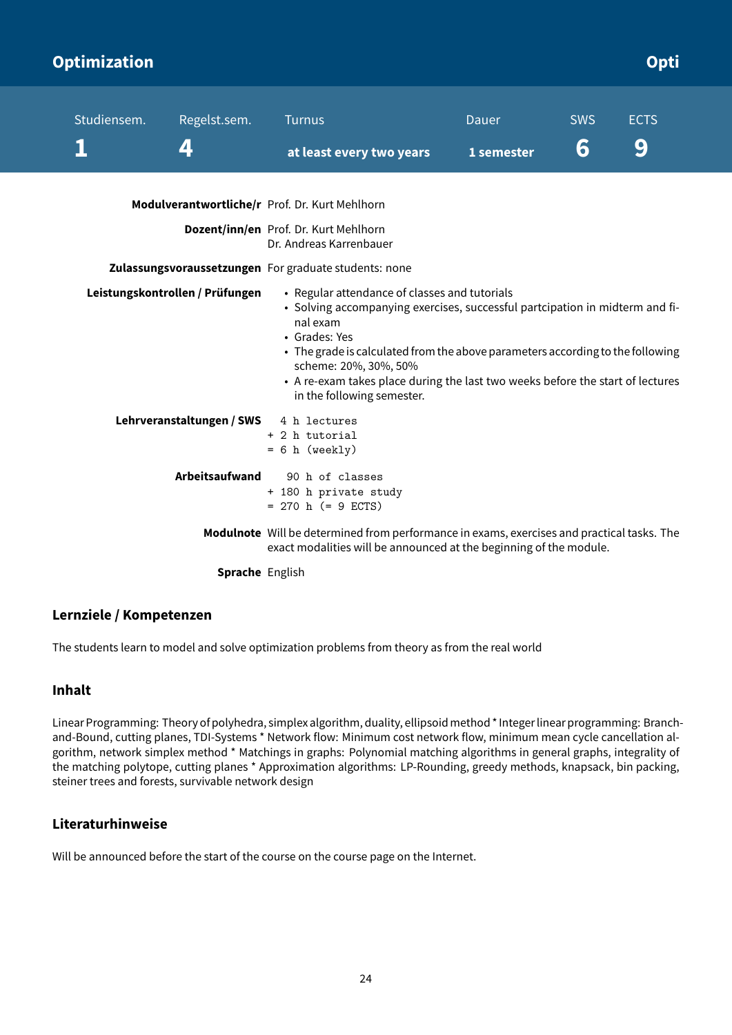# Optimization

**Opti**

| Studiensem. | Regelst.sem. | Turnus | Dauer | SWS | ECTS |
|---|---|---|---|---|---|
| **1** | **4** | **at least every two years** | **1 semester** | **6** | **9** |

**Modulverantwortliche/r** Prof. Dr. Kurt Mehlhorn

**Dozent/inn/en** Prof. Dr. Kurt Mehlhorn
Dr. Andreas Karrenbauer

**Zulassungsvoraussetzungen** For graduate students: none

**Leistungskontrollen / Prüfungen**

- Regular attendance of classes and tutorials
- Solving accompanying exercises, successful partcipation in midterm and final exam
- Grades: Yes
- The grade is calculated from the above parameters according to the following scheme: 20%, 30%, 50%
- A re-exam takes place during the last two weeks before the start of lectures in the following semester.

**Lehrveranstaltungen / SWS**

```
  4 h lectures
+ 2 h tutorial
= 6 h (weekly)
```

**Arbeitsaufwand**

```
   90 h of classes
+ 180 h private study
= 270 h (= 9 ECTS)
```

**Modulnote** Will be determined from performance in exams, exercises and practical tasks. The exact modalities will be announced at the beginning of the module.

**Sprache** English

## Lernziele / Kompetenzen

The students learn to model and solve optimization problems from theory as from the real world

## Inhalt

Linear Programming: Theory of polyhedra, simplex algorithm, duality, ellipsoid method * Integer linear programming: Branch-and-Bound, cutting planes, TDI-Systems * Network flow: Minimum cost network flow, minimum mean cycle cancellation algorithm, network simplex method * Matchings in graphs: Polynomial matching algorithms in general graphs, integrality of the matching polytope, cutting planes * Approximation algorithms: LP-Rounding, greedy methods, knapsack, bin packing, steiner trees and forests, survivable network design

## Literaturhinweise

Will be announced before the start of the course on the course page on the Internet.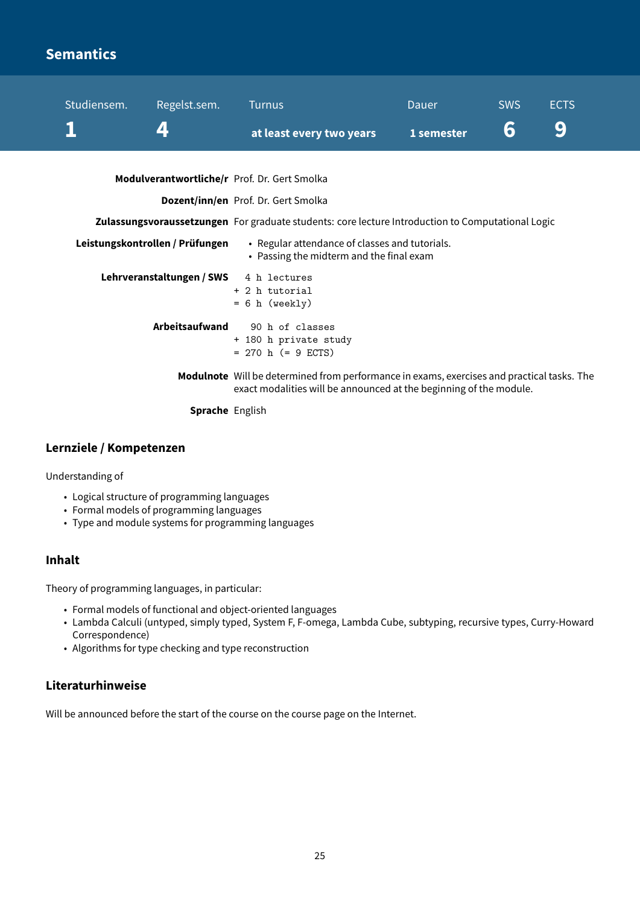# Semantics

| Studiensem. | Regelst.sem. | Turnus | Dauer | SWS | ECTS |
|---|---|---|---|---|---|
| **1** | **4** | **at least every two years** | **1 semester** | **6** | **9** |

**Modulverantwortliche/r** Prof. Dr. Gert Smolka

**Dozent/inn/en** Prof. Dr. Gert Smolka

**Zulassungsvoraussetzungen** For graduate students: core lecture Introduction to Computational Logic

**Leistungskontrollen / Prüfungen**
- Regular attendance of classes and tutorials.
- Passing the midterm and the final exam

**Lehrveranstaltungen / SWS**
```
  4 h lectures
+ 2 h tutorial
= 6 h (weekly)
```

**Arbeitsaufwand**
```
   90 h of classes
+ 180 h private study
= 270 h (= 9 ECTS)
```

**Modulnote** Will be determined from performance in exams, exercises and practical tasks. The exact modalities will be announced at the beginning of the module.

**Sprache** English

## Lernziele / Kompetenzen

Understanding of

- Logical structure of programming languages
- Formal models of programming languages
- Type and module systems for programming languages

## Inhalt

Theory of programming languages, in particular:

- Formal models of functional and object-oriented languages
- Lambda Calculi (untyped, simply typed, System F, F-omega, Lambda Cube, subtyping, recursive types, Curry-Howard Correspondence)
- Algorithms for type checking and type reconstruction

## Literaturhinweise

Will be announced before the start of the course on the course page on the Internet.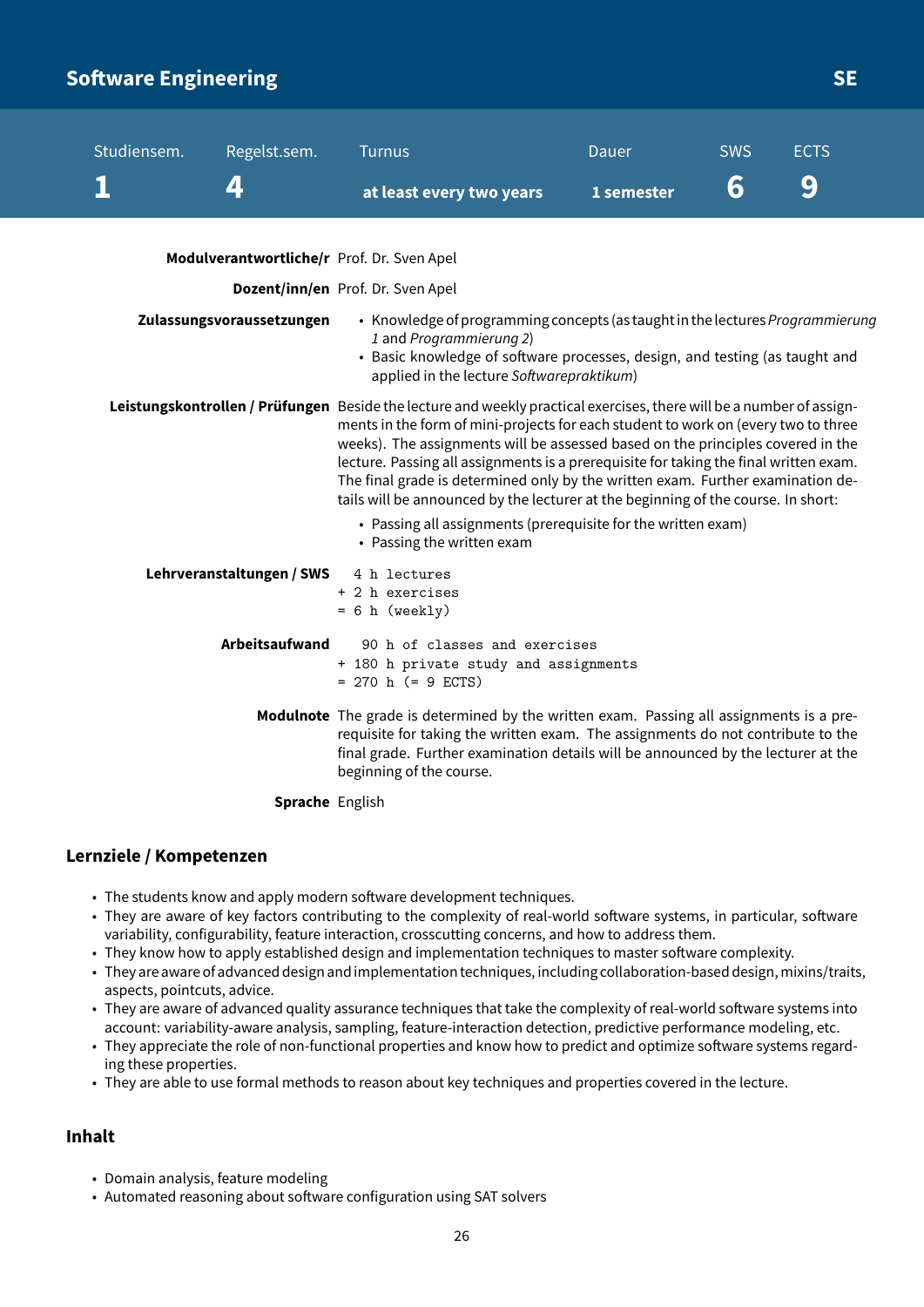# Software Engineering SE

| Studiensem. | Regelst.sem. | Turnus | Dauer | SWS | ECTS |
|---|---|---|---|---|---|
| 1 | 4 | at least every two years | 1 semester | 6 | 9 |

**Modulverantwortliche/r** Prof. Dr. Sven Apel

**Dozent/inn/en** Prof. Dr. Sven Apel

**Zulassungsvoraussetzungen**

- Knowledge of programming concepts (as taught in the lectures *Programmierung 1* and *Programmierung 2*)
- Basic knowledge of software processes, design, and testing (as taught and applied in the lecture *Softwarepraktikum*)

**Leistungskontrollen / Prüfungen** Beside the lecture and weekly practical exercises, there will be a number of assignments in the form of mini-projects for each student to work on (every two to three weeks). The assignments will be assessed based on the principles covered in the lecture. Passing all assignments is a prerequisite for taking the final written exam. The final grade is determined only by the written exam. Further examination details will be announced by the lecturer at the beginning of the course. In short:

- Passing all assignments (prerequisite for the written exam)
- Passing the written exam

**Lehrveranstaltungen / SWS**

```
  4 h lectures
+ 2 h exercises
= 6 h (weekly)
```

**Arbeitsaufwand**

```
   90 h of classes and exercises
+ 180 h private study and assignments
= 270 h (= 9 ECTS)
```

**Modulnote** The grade is determined by the written exam. Passing all assignments is a prerequisite for taking the written exam. The assignments do not contribute to the final grade. Further examination details will be announced by the lecturer at the beginning of the course.

**Sprache** English

## Lernziele / Kompetenzen

- The students know and apply modern software development techniques.
- They are aware of key factors contributing to the complexity of real-world software systems, in particular, software variability, configurability, feature interaction, crosscutting concerns, and how to address them.
- They know how to apply established design and implementation techniques to master software complexity.
- They are aware of advanced design and implementation techniques, including collaboration-based design, mixins/traits, aspects, pointcuts, advice.
- They are aware of advanced quality assurance techniques that take the complexity of real-world software systems into account: variability-aware analysis, sampling, feature-interaction detection, predictive performance modeling, etc.
- They appreciate the role of non-functional properties and know how to predict and optimize software systems regarding these properties.
- They are able to use formal methods to reason about key techniques and properties covered in the lecture.

## Inhalt

- Domain analysis, feature modeling
- Automated reasoning about software configuration using SAT solvers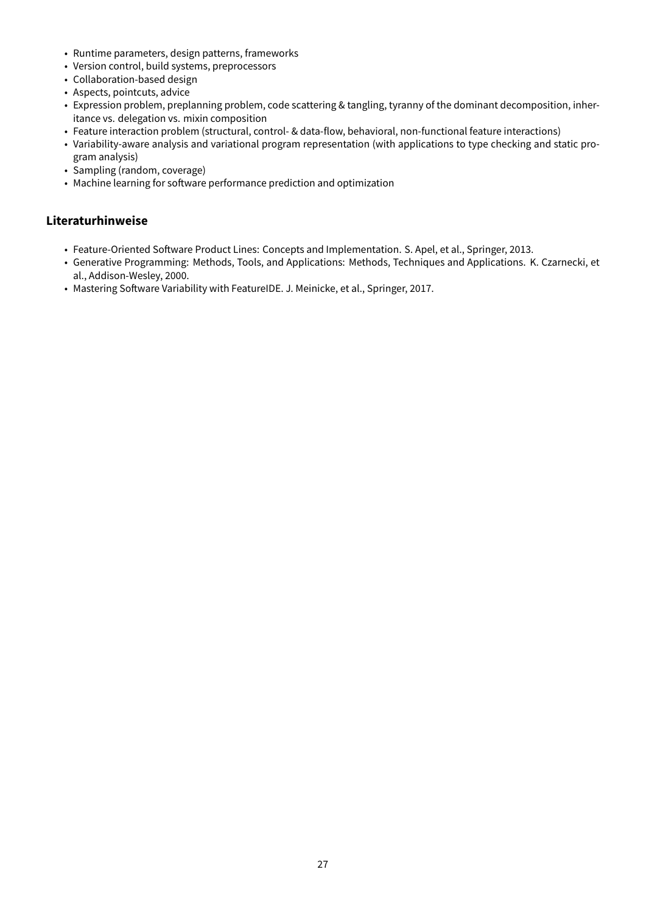- Runtime parameters, design patterns, frameworks
- Version control, build systems, preprocessors
- Collaboration-based design
- Aspects, pointcuts, advice
- Expression problem, preplanning problem, code scattering & tangling, tyranny of the dominant decomposition, inheritance vs. delegation vs. mixin composition
- Feature interaction problem (structural, control- & data-flow, behavioral, non-functional feature interactions)
- Variability-aware analysis and variational program representation (with applications to type checking and static program analysis)
- Sampling (random, coverage)
- Machine learning for software performance prediction and optimization

## Literaturhinweise

- Feature-Oriented Software Product Lines: Concepts and Implementation. S. Apel, et al., Springer, 2013.
- Generative Programming: Methods, Tools, and Applications: Methods, Techniques and Applications. K. Czarnecki, et al., Addison-Wesley, 2000.
- Mastering Software Variability with FeatureIDE. J. Meinicke, et al., Springer, 2017.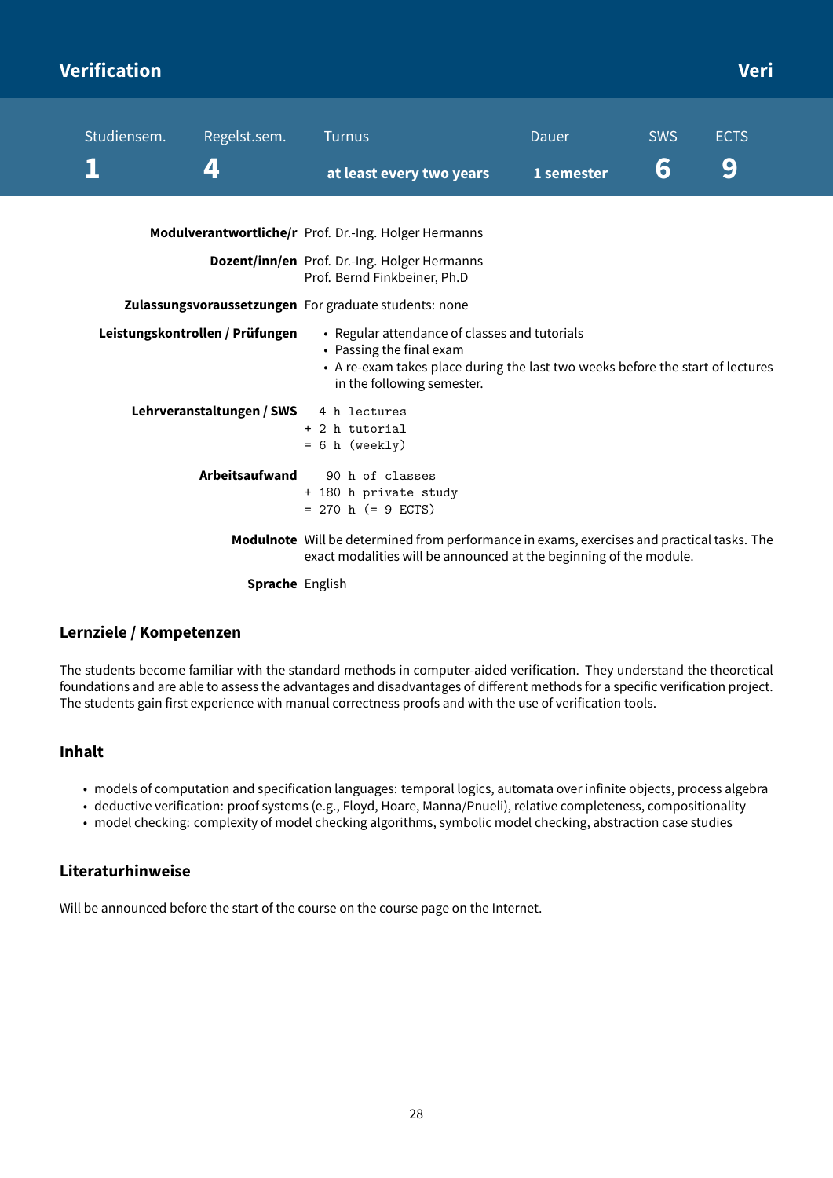# Verification — Veri

| Studiensem. | Regelst.sem. | Turnus | Dauer | SWS | ECTS |
|---|---|---|---|---|---|
| 1 | 4 | at least every two years | 1 semester | 6 | 9 |

**Modulverantwortliche/r** Prof. Dr.-Ing. Holger Hermanns

**Dozent/inn/en** Prof. Dr.-Ing. Holger Hermanns
Prof. Bernd Finkbeiner, Ph.D

**Zulassungsvoraussetzungen** For graduate students: none

**Leistungskontrollen / Prüfungen**

- Regular attendance of classes and tutorials
- Passing the final exam
- A re-exam takes place during the last two weeks before the start of lectures in the following semester.

**Lehrveranstaltungen / SWS**

```
  4 h lectures
+ 2 h tutorial
= 6 h (weekly)
```

**Arbeitsaufwand**

```
   90 h of classes
+ 180 h private study
= 270 h (= 9 ECTS)
```

**Modulnote** Will be determined from performance in exams, exercises and practical tasks. The exact modalities will be announced at the beginning of the module.

**Sprache** English

## Lernziele / Kompetenzen

The students become familiar with the standard methods in computer-aided verification. They understand the theoretical foundations and are able to assess the advantages and disadvantages of different methods for a specific verification project. The students gain first experience with manual correctness proofs and with the use of verification tools.

## Inhalt

- models of computation and specification languages: temporal logics, automata over infinite objects, process algebra
- deductive verification: proof systems (e.g., Floyd, Hoare, Manna/Pnueli), relative completeness, compositionality
- model checking: complexity of model checking algorithms, symbolic model checking, abstraction case studies

## Literaturhinweise

Will be announced before the start of the course on the course page on the Internet.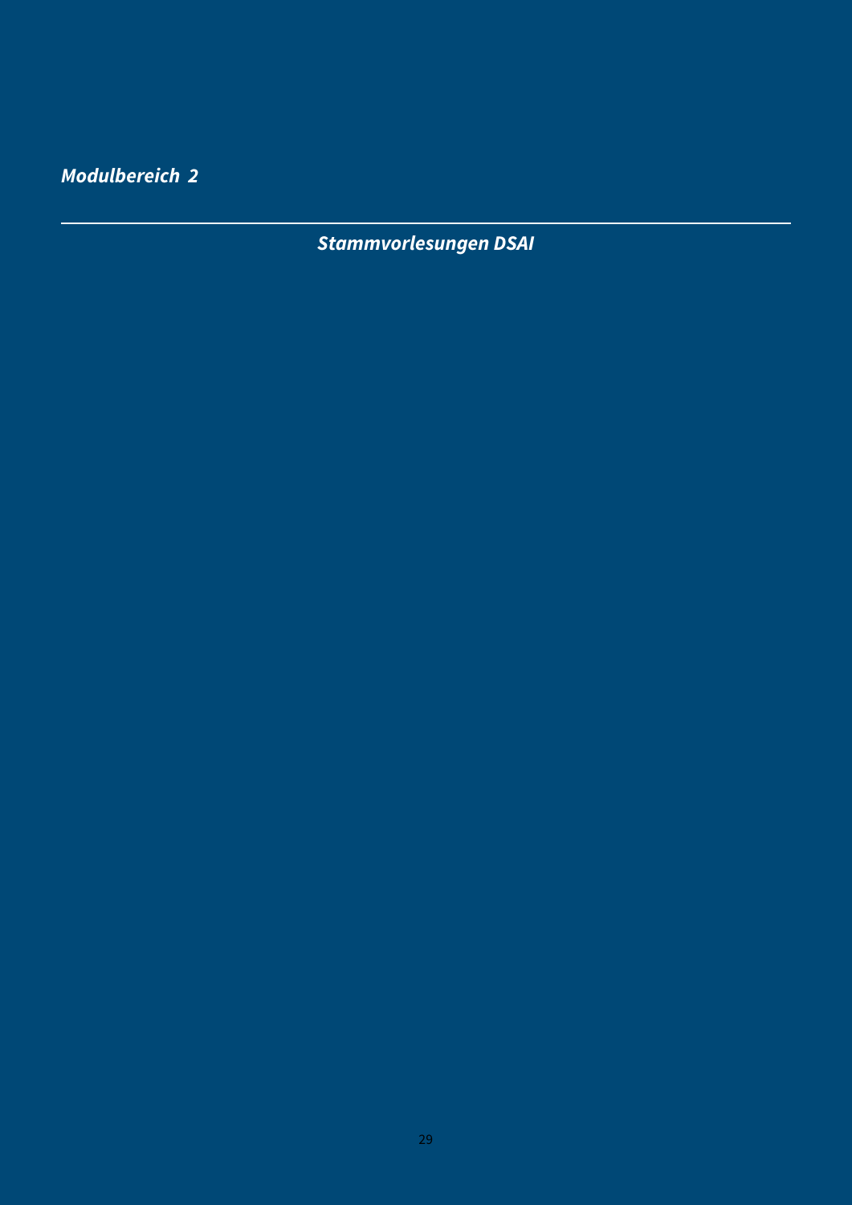*Modulbereich 2*

---

## *Stammvorlesungen DSAI*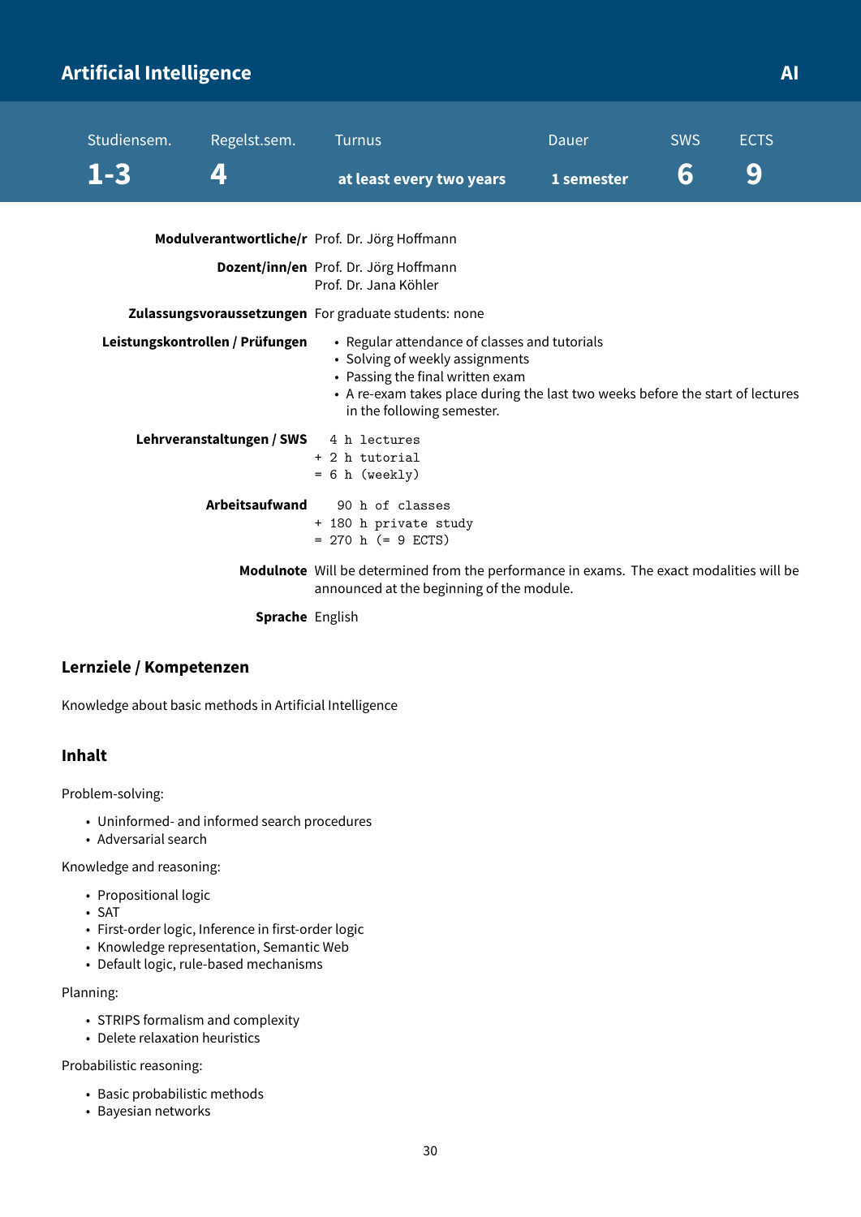## Artificial Intelligence

**AI**

| Studiensem. | Regelst.sem. | Turnus | Dauer | SWS | ECTS |
|---|---|---|---|---|---|
| **1-3** | **4** | **at least every two years** | **1 semester** | **6** | **9** |

**Modulverantwortliche/r** Prof. Dr. Jörg Hoffmann

**Dozent/inn/en** Prof. Dr. Jörg Hoffmann
Prof. Dr. Jana Köhler

**Zulassungsvoraussetzungen** For graduate students: none

**Leistungskontrollen / Prüfungen**

- Regular attendance of classes and tutorials
- Solving of weekly assignments
- Passing the final written exam
- A re-exam takes place during the last two weeks before the start of lectures in the following semester.

**Lehrveranstaltungen / SWS**

```
  4 h lectures
+ 2 h tutorial
= 6 h (weekly)
```

**Arbeitsaufwand**

```
   90 h of classes
+ 180 h private study
= 270 h (= 9 ECTS)
```

**Modulnote** Will be determined from the performance in exams. The exact modalities will be announced at the beginning of the module.

**Sprache** English

### Lernziele / Kompetenzen

Knowledge about basic methods in Artificial Intelligence

### Inhalt

Problem-solving:

- Uninformed- and informed search procedures
- Adversarial search

Knowledge and reasoning:

- Propositional logic
- SAT
- First-order logic, Inference in first-order logic
- Knowledge representation, Semantic Web
- Default logic, rule-based mechanisms

Planning:

- STRIPS formalism and complexity
- Delete relaxation heuristics

Probabilistic reasoning:

- Basic probabilistic methods
- Bayesian networks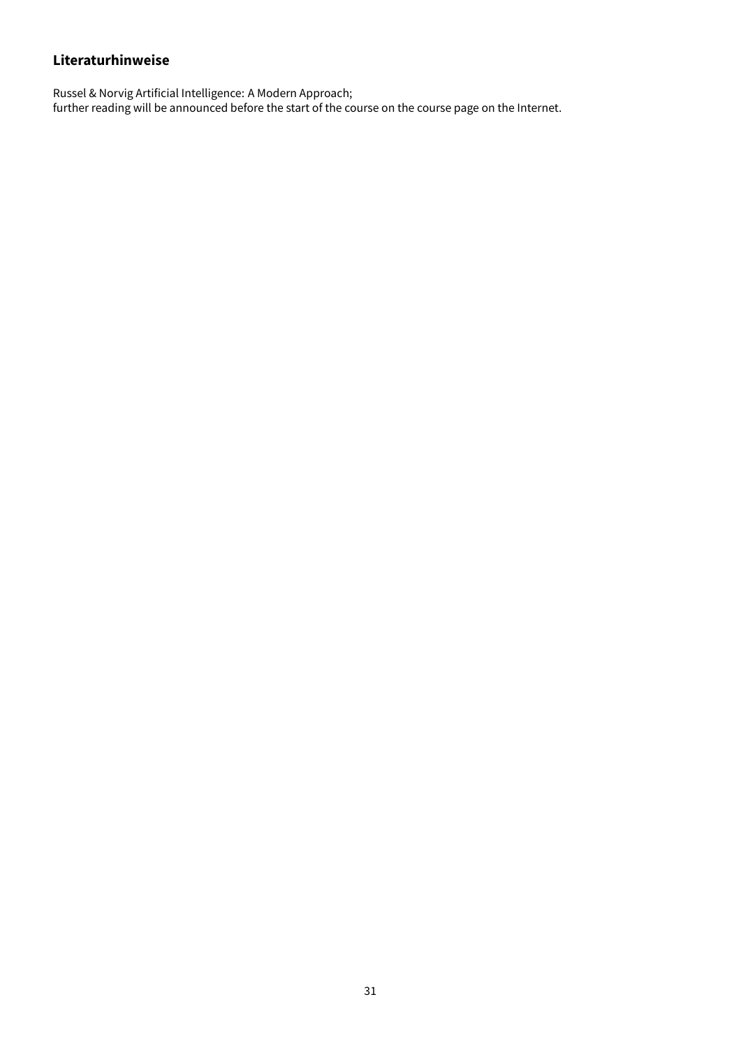### Literaturhinweise

Russel & Norvig Artificial Intelligence: A Modern Approach;
further reading will be announced before the start of the course on the course page on the Internet.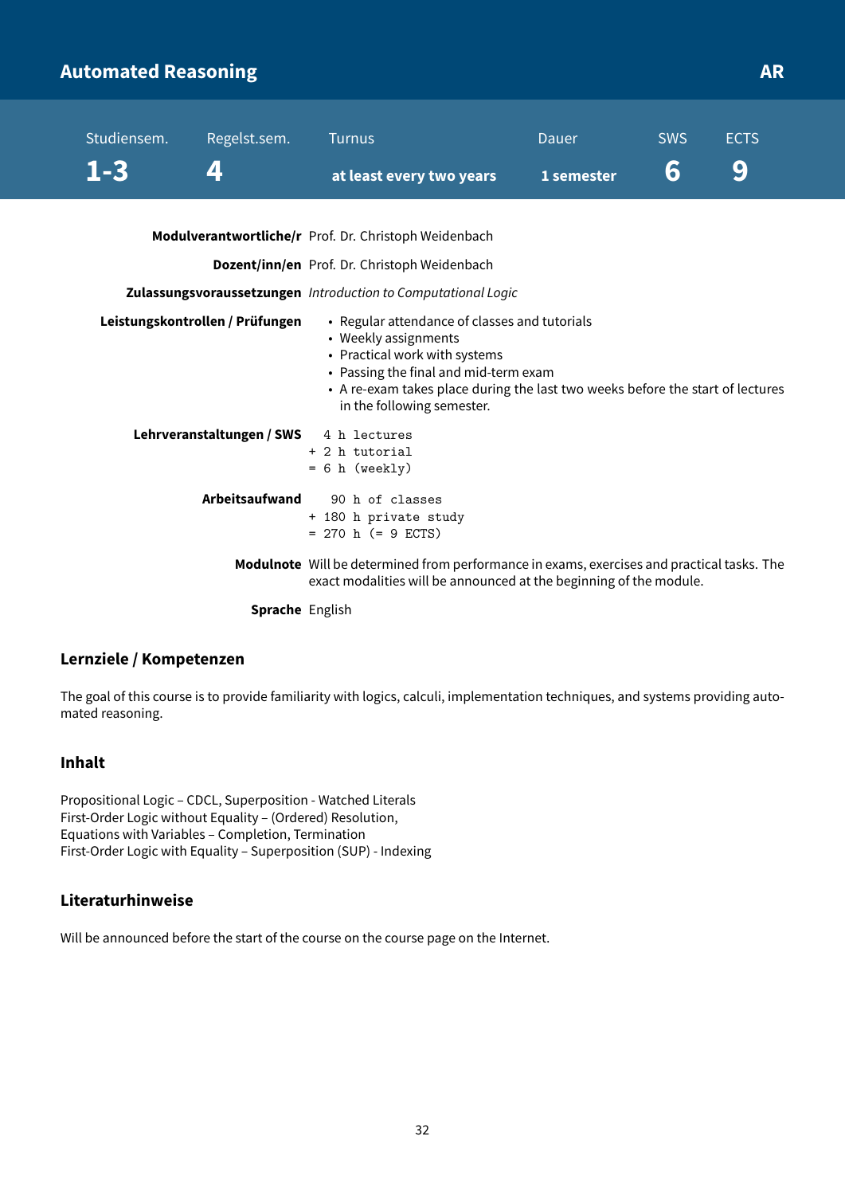## Automated Reasoning

**AR**

| Studiensem. | Regelst.sem. | Turnus | Dauer | SWS | ECTS |
|---|---|---|---|---|---|
| **1-3** | **4** | **at least every two years** | **1 semester** | **6** | **9** |

**Modulverantwortliche/r** Prof. Dr. Christoph Weidenbach

**Dozent/inn/en** Prof. Dr. Christoph Weidenbach

**Zulassungsvoraussetzungen** *Introduction to Computational Logic*

**Leistungskontrollen / Prüfungen**

- Regular attendance of classes and tutorials
- Weekly assignments
- Practical work with systems
- Passing the final and mid-term exam
- A re-exam takes place during the last two weeks before the start of lectures in the following semester.

**Lehrveranstaltungen / SWS**

```
  4 h lectures
+ 2 h tutorial
= 6 h (weekly)
```

**Arbeitsaufwand**

```
   90 h of classes
+ 180 h private study
= 270 h (= 9 ECTS)
```

**Modulnote** Will be determined from performance in exams, exercises and practical tasks. The exact modalities will be announced at the beginning of the module.

**Sprache** English

### Lernziele / Kompetenzen

The goal of this course is to provide familiarity with logics, calculi, implementation techniques, and systems providing automated reasoning.

### Inhalt

Propositional Logic – CDCL, Superposition - Watched Literals
First-Order Logic without Equality – (Ordered) Resolution,
Equations with Variables – Completion, Termination
First-Order Logic with Equality – Superposition (SUP) - Indexing

### Literaturhinweise

Will be announced before the start of the course on the course page on the Internet.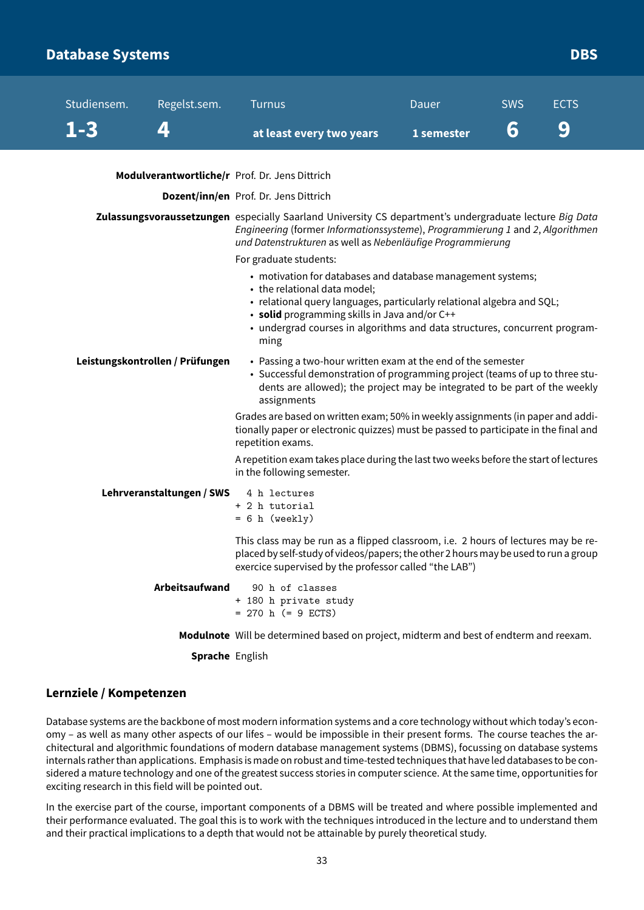# Database Systems — DBS

| Studiensem. | Regelst.sem. | Turnus | Dauer | SWS | ECTS |
|---|---|---|---|---|---|
| **1-3** | **4** | **at least every two years** | **1 semester** | **6** | **9** |

**Modulverantwortliche/r** Prof. Dr. Jens Dittrich

**Dozent/inn/en** Prof. Dr. Jens Dittrich

**Zulassungsvoraussetzungen** especially Saarland University CS department's undergraduate lecture *Big Data Engineering* (former *Informationssysteme*), *Programmierung 1* and *2*, *Algorithmen und Datenstrukturen* as well as *Nebenläufige Programmierung*

For graduate students:

- motivation for databases and database management systems;
- the relational data model;
- relational query languages, particularly relational algebra and SQL;
- **solid** programming skills in Java and/or C++
- undergrad courses in algorithms and data structures, concurrent programming

**Leistungskontrollen / Prüfungen**

- Passing a two-hour written exam at the end of the semester
- Successful demonstration of programming project (teams of up to three students are allowed); the project may be integrated to be part of the weekly assignments

Grades are based on written exam; 50% in weekly assignments (in paper and additionally paper or electronic quizzes) must be passed to participate in the final and repetition exams.

A repetition exam takes place during the last two weeks before the start of lectures in the following semester.

**Lehrveranstaltungen / SWS**

```
  4 h lectures
+ 2 h tutorial
= 6 h (weekly)
```

This class may be run as a flipped classroom, i.e. 2 hours of lectures may be replaced by self-study of videos/papers; the other 2 hours may be used to run a group exercice supervised by the professor called "the LAB")

**Arbeitsaufwand**

```
   90 h of classes
+ 180 h private study
= 270 h (= 9 ECTS)
```

**Modulnote** Will be determined based on project, midterm and best of endterm and reexam.

**Sprache** English

## Lernziele / Kompetenzen

Database systems are the backbone of most modern information systems and a core technology without which today's economy – as well as many other aspects of our lifes – would be impossible in their present forms. The course teaches the architectural and algorithmic foundations of modern database management systems (DBMS), focussing on database systems internals rather than applications. Emphasis is made on robust and time-tested techniques that have led databases to be considered a mature technology and one of the greatest success stories in computer science. At the same time, opportunities for exciting research in this field will be pointed out.

In the exercise part of the course, important components of a DBMS will be treated and where possible implemented and their performance evaluated. The goal this is to work with the techniques introduced in the lecture and to understand them and their practical implications to a depth that would not be attainable by purely theoretical study.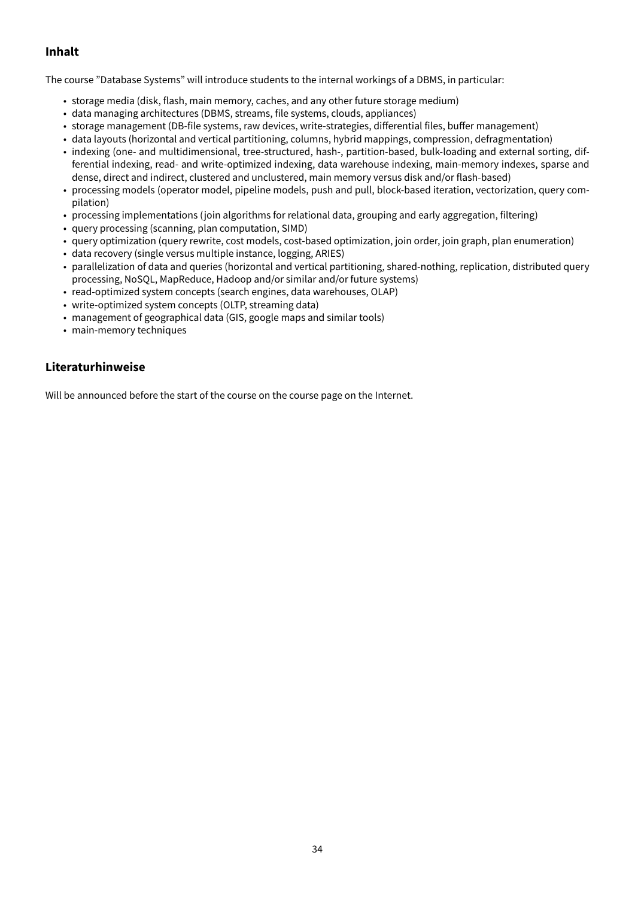## Inhalt

The course ”Database Systems” will introduce students to the internal workings of a DBMS, in particular:

- storage media (disk, flash, main memory, caches, and any other future storage medium)
- data managing architectures (DBMS, streams, file systems, clouds, appliances)
- storage management (DB-file systems, raw devices, write-strategies, differential files, buffer management)
- data layouts (horizontal and vertical partitioning, columns, hybrid mappings, compression, defragmentation)
- indexing (one- and multidimensional, tree-structured, hash-, partition-based, bulk-loading and external sorting, differential indexing, read- and write-optimized indexing, data warehouse indexing, main-memory indexes, sparse and dense, direct and indirect, clustered and unclustered, main memory versus disk and/or flash-based)
- processing models (operator model, pipeline models, push and pull, block-based iteration, vectorization, query compilation)
- processing implementations (join algorithms for relational data, grouping and early aggregation, filtering)
- query processing (scanning, plan computation, SIMD)
- query optimization (query rewrite, cost models, cost-based optimization, join order, join graph, plan enumeration)
- data recovery (single versus multiple instance, logging, ARIES)
- parallelization of data and queries (horizontal and vertical partitioning, shared-nothing, replication, distributed query processing, NoSQL, MapReduce, Hadoop and/or similar and/or future systems)
- read-optimized system concepts (search engines, data warehouses, OLAP)
- write-optimized system concepts (OLTP, streaming data)
- management of geographical data (GIS, google maps and similar tools)
- main-memory techniques

## Literaturhinweise

Will be announced before the start of the course on the course page on the Internet.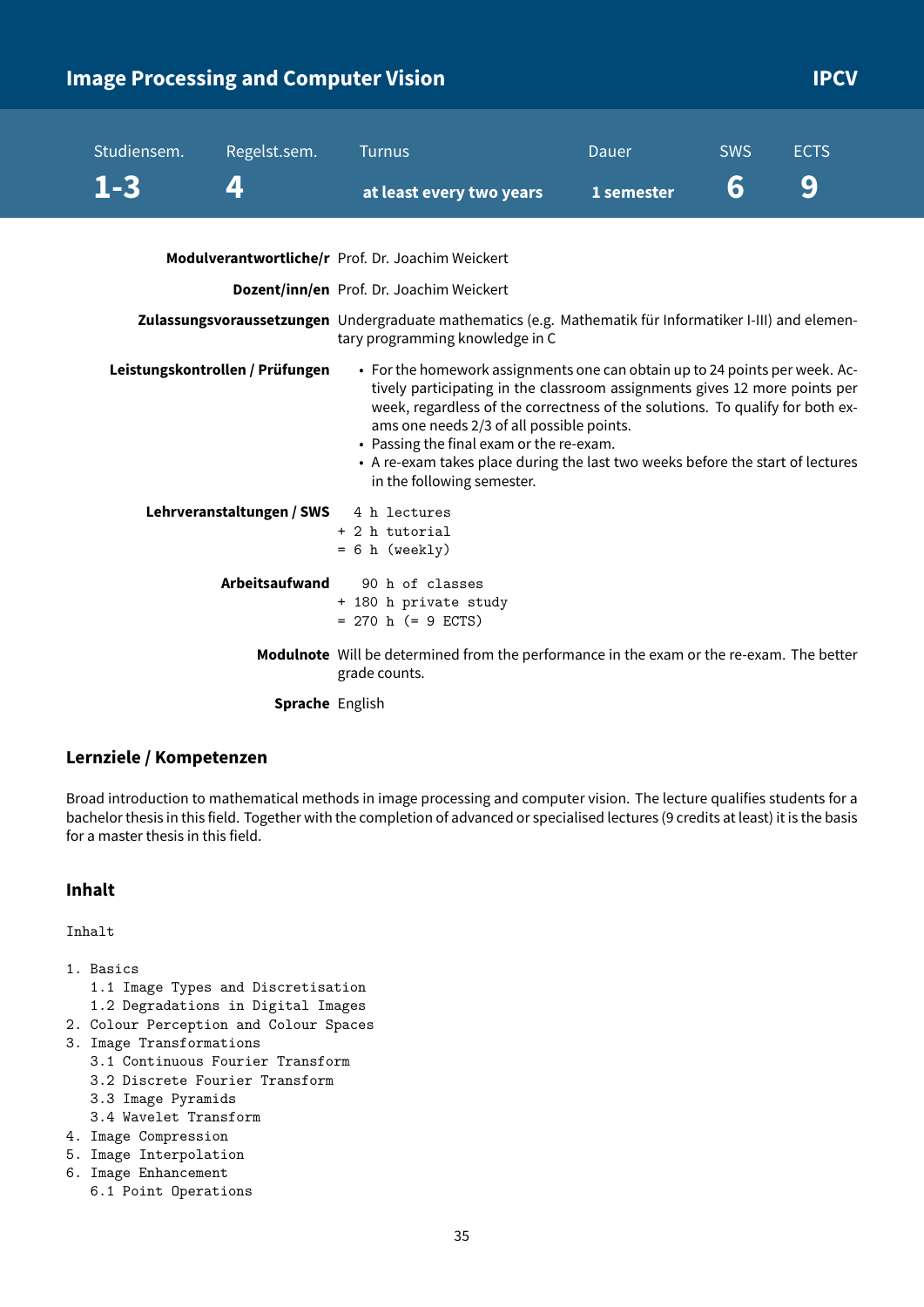## Image Processing and Computer Vision — IPCV

| Studiensem. | Regelst.sem. | Turnus | Dauer | SWS | ECTS |
|---|---|---|---|---|---|
| 1-3 | 4 | at least every two years | 1 semester | 6 | 9 |

**Modulverantwortliche/r** Prof. Dr. Joachim Weickert

**Dozent/inn/en** Prof. Dr. Joachim Weickert

**Zulassungsvoraussetzungen** Undergraduate mathematics (e.g. Mathematik für Informatiker I-III) and elementary programming knowledge in C

**Leistungskontrollen / Prüfungen**

- For the homework assignments one can obtain up to 24 points per week. Actively participating in the classroom assignments gives 12 more points per week, regardless of the correctness of the solutions. To qualify for both exams one needs 2/3 of all possible points.
- Passing the final exam or the re-exam.
- A re-exam takes place during the last two weeks before the start of lectures in the following semester.

**Lehrveranstaltungen / SWS**

```
  4 h lectures
+ 2 h tutorial
= 6 h (weekly)
```

**Arbeitsaufwand**

```
   90 h of classes
+ 180 h private study
= 270 h (= 9 ECTS)
```

**Modulnote** Will be determined from the performance in the exam or the re-exam. The better grade counts.

**Sprache** English

### Lernziele / Kompetenzen

Broad introduction to mathematical methods in image processing and computer vision. The lecture qualifies students for a bachelor thesis in this field. Together with the completion of advanced or specialised lectures (9 credits at least) it is the basis for a master thesis in this field.

### Inhalt

```
Inhalt

1. Basics
   1.1 Image Types and Discretisation
   1.2 Degradations in Digital Images
2. Colour Perception and Colour Spaces
3. Image Transformations
   3.1 Continuous Fourier Transform
   3.2 Discrete Fourier Transform
   3.3 Image Pyramids
   3.4 Wavelet Transform
4. Image Compression
5. Image Interpolation
6. Image Enhancement
   6.1 Point Operations
```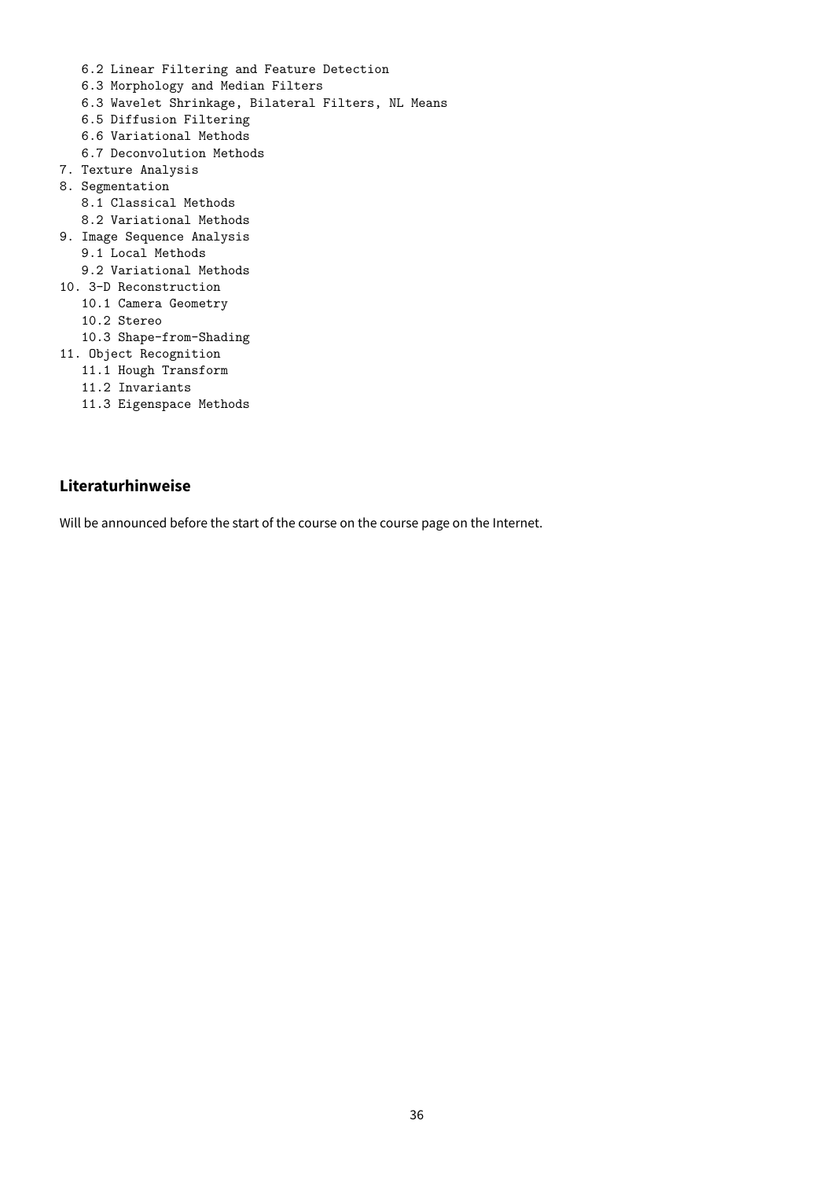```
   6.2 Linear Filtering and Feature Detection
   6.3 Morphology and Median Filters
   6.3 Wavelet Shrinkage, Bilateral Filters, NL Means
   6.5 Diffusion Filtering
   6.6 Variational Methods
   6.7 Deconvolution Methods
7. Texture Analysis
8. Segmentation
   8.1 Classical Methods
   8.2 Variational Methods
9. Image Sequence Analysis
   9.1 Local Methods
   9.2 Variational Methods
10. 3-D Reconstruction
   10.1 Camera Geometry
   10.2 Stereo
   10.3 Shape-from-Shading
11. Object Recognition
   11.1 Hough Transform
   11.2 Invariants
   11.3 Eigenspace Methods
```

## Literaturhinweise

Will be announced before the start of the course on the course page on the Internet.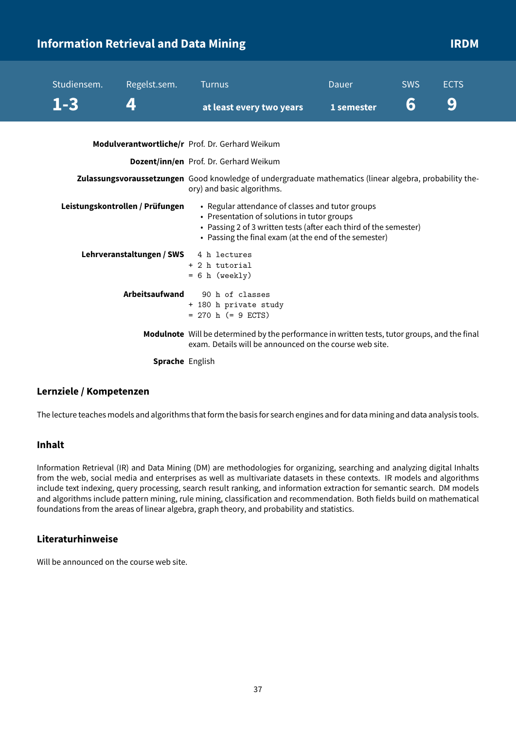## Information Retrieval and Data Mining — IRDM

| Studiensem. | Regelst.sem. | Turnus | Dauer | SWS | ECTS |
|---|---|---|---|---|---|
| **1-3** | **4** | **at least every two years** | **1 semester** | **6** | **9** |

**Modulverantwortliche/r** Prof. Dr. Gerhard Weikum

**Dozent/inn/en** Prof. Dr. Gerhard Weikum

**Zulassungsvoraussetzungen** Good knowledge of undergraduate mathematics (linear algebra, probability theory) and basic algorithms.

**Leistungskontrollen / Prüfungen**

- Regular attendance of classes and tutor groups
- Presentation of solutions in tutor groups
- Passing 2 of 3 written tests (after each third of the semester)
- Passing the final exam (at the end of the semester)

**Lehrveranstaltungen / SWS**

```
  4 h lectures
+ 2 h tutorial
= 6 h (weekly)
```

**Arbeitsaufwand**

```
   90 h of classes
+ 180 h private study
= 270 h (= 9 ECTS)
```

**Modulnote** Will be determined by the performance in written tests, tutor groups, and the final exam. Details will be announced on the course web site.

**Sprache** English

### Lernziele / Kompetenzen

The lecture teaches models and algorithms that form the basis for search engines and for data mining and data analysis tools.

### Inhalt

Information Retrieval (IR) and Data Mining (DM) are methodologies for organizing, searching and analyzing digital Inhalts from the web, social media and enterprises as well as multivariate datasets in these contexts. IR models and algorithms include text indexing, query processing, search result ranking, and information extraction for semantic search. DM models and algorithms include pattern mining, rule mining, classification and recommendation. Both fields build on mathematical foundations from the areas of linear algebra, graph theory, and probability and statistics.

### Literaturhinweise

Will be announced on the course web site.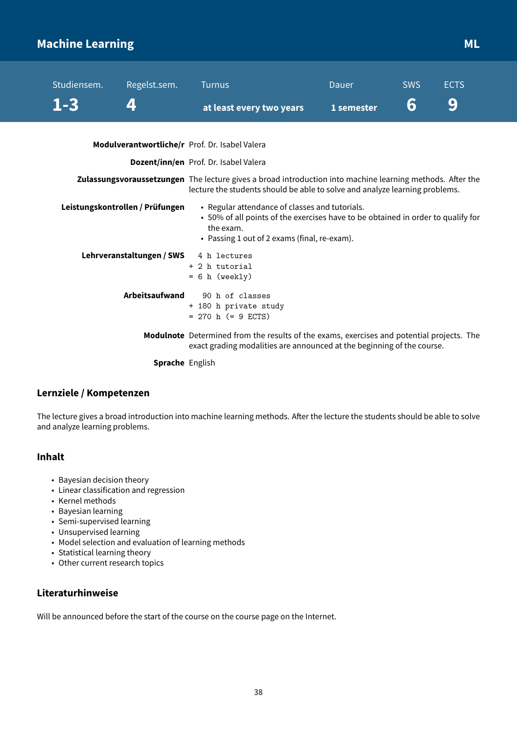# Machine Learning — ML

| Studiensem. | Regelst.sem. | Turnus | Dauer | SWS | ECTS |
|---|---|---|---|---|---|
| 1-3 | 4 | at least every two years | 1 semester | 6 | 9 |

**Modulverantwortliche/r** Prof. Dr. Isabel Valera

**Dozent/inn/en** Prof. Dr. Isabel Valera

**Zulassungsvoraussetzungen** The lecture gives a broad introduction into machine learning methods. After the lecture the students should be able to solve and analyze learning problems.

**Leistungskontrollen / Prüfungen**

- Regular attendance of classes and tutorials.
- 50% of all points of the exercises have to be obtained in order to qualify for the exam.
- Passing 1 out of 2 exams (final, re-exam).

**Lehrveranstaltungen / SWS**

```
  4 h lectures
+ 2 h tutorial
= 6 h (weekly)
```

**Arbeitsaufwand**

```
   90 h of classes
+ 180 h private study
= 270 h (= 9 ECTS)
```

**Modulnote** Determined from the results of the exams, exercises and potential projects. The exact grading modalities are announced at the beginning of the course.

**Sprache** English

## Lernziele / Kompetenzen

The lecture gives a broad introduction into machine learning methods. After the lecture the students should be able to solve and analyze learning problems.

## Inhalt

- Bayesian decision theory
- Linear classification and regression
- Kernel methods
- Bayesian learning
- Semi-supervised learning
- Unsupervised learning
- Model selection and evaluation of learning methods
- Statistical learning theory
- Other current research topics

## Literaturhinweise

Will be announced before the start of the course on the course page on the Internet.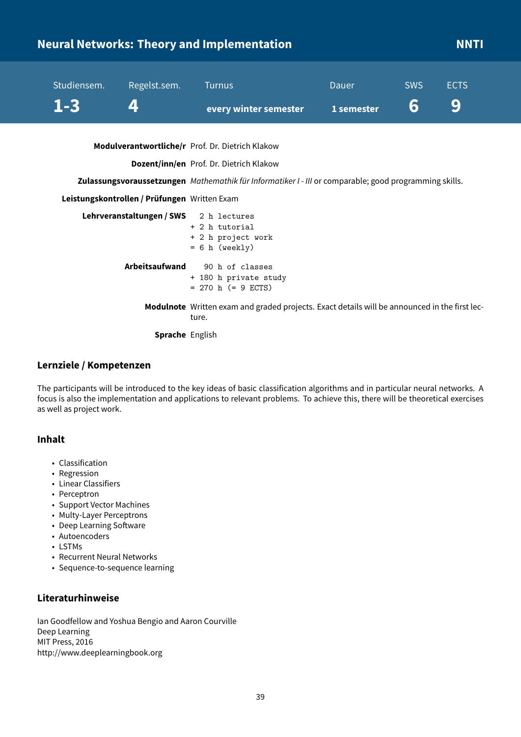## Neural Networks: Theory and Implementation — NNTI

| Studiensem. | Regelst.sem. | Turnus | Dauer | SWS | ECTS |
| --- | --- | --- | --- | --- | --- |
| **1-3** | **4** | **every winter semester** | **1 semester** | **6** | **9** |

**Modulverantwortliche/r** Prof. Dr. Dietrich Klakow

**Dozent/inn/en** Prof. Dr. Dietrich Klakow

**Zulassungsvoraussetzungen** *Mathemathik für Informatiker I - III* or comparable; good programming skills.

**Leistungskontrollen / Prüfungen** Written Exam

**Lehrveranstaltungen / SWS**

```
  2 h lectures
+ 2 h tutorial
+ 2 h project work
= 6 h (weekly)
```

**Arbeitsaufwand**

```
   90 h of classes
+ 180 h private study
= 270 h (= 9 ECTS)
```

**Modulnote** Written exam and graded projects. Exact details will be announced in the first lecture.

**Sprache** English

### Lernziele / Kompetenzen

The participants will be introduced to the key ideas of basic classification algorithms and in particular neural networks. A focus is also the implementation and applications to relevant problems. To achieve this, there will be theoretical exercises as well as project work.

### Inhalt

- Classification
- Regression
- Linear Classifiers
- Perceptron
- Support Vector Machines
- Multy-Layer Perceptrons
- Deep Learning Software
- Autoencoders
- LSTMs
- Recurrent Neural Networks
- Sequence-to-sequence learning

### Literaturhinweise

Ian Goodfellow and Yoshua Bengio and Aaron Courville
Deep Learning
MIT Press, 2016
http://www.deeplearningbook.org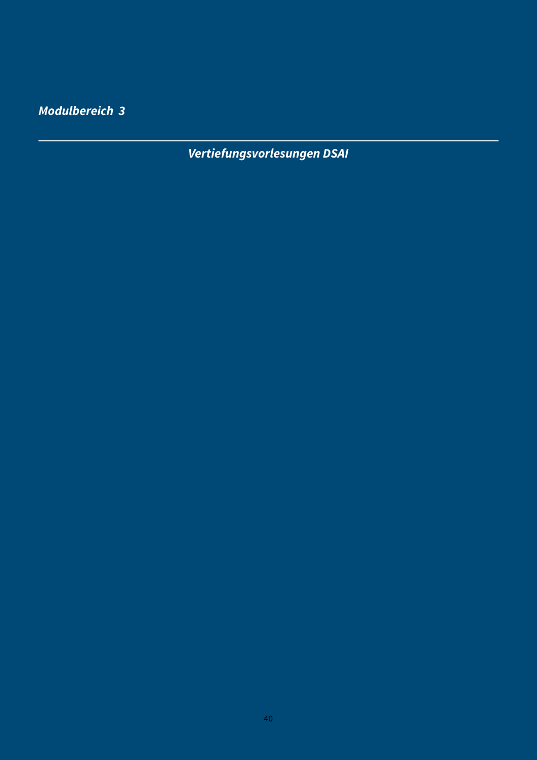*Modulbereich 3*

---

# *Vertiefungsvorlesungen DSAI*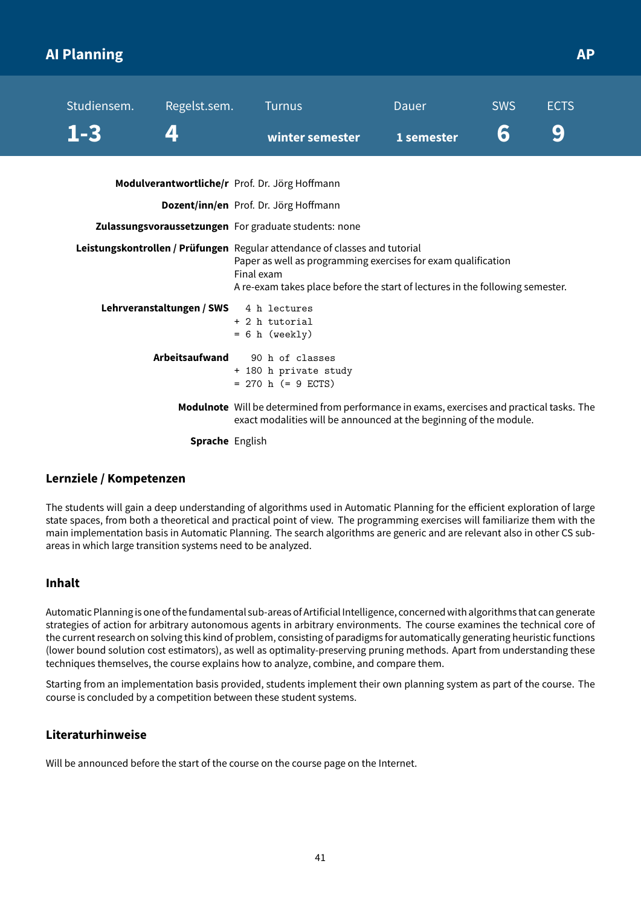# AI Planning

**AP**

| Studiensem. | Regelst.sem. | Turnus | Dauer | SWS | ECTS |
|---|---|---|---|---|---|
| **1-3** | **4** | **winter semester** | **1 semester** | **6** | **9** |

**Modulverantwortliche/r** Prof. Dr. Jörg Hoffmann

**Dozent/inn/en** Prof. Dr. Jörg Hoffmann

**Zulassungsvoraussetzungen** For graduate students: none

**Leistungskontrollen / Prüfungen** Regular attendance of classes and tutorial
Paper as well as programming exercises for exam qualification
Final exam
A re-exam takes place before the start of lectures in the following semester.

**Lehrveranstaltungen / SWS**

```
  4 h lectures
+ 2 h tutorial
= 6 h (weekly)
```

**Arbeitsaufwand**

```
   90 h of classes
+ 180 h private study
= 270 h (= 9 ECTS)
```

**Modulnote** Will be determined from performance in exams, exercises and practical tasks. The exact modalities will be announced at the beginning of the module.

**Sprache** English

## Lernziele / Kompetenzen

The students will gain a deep understanding of algorithms used in Automatic Planning for the efficient exploration of large state spaces, from both a theoretical and practical point of view. The programming exercises will familiarize them with the main implementation basis in Automatic Planning. The search algorithms are generic and are relevant also in other CS subareas in which large transition systems need to be analyzed.

## Inhalt

Automatic Planning is one of the fundamental sub-areas of Artificial Intelligence, concerned with algorithms that can generate strategies of action for arbitrary autonomous agents in arbitrary environments. The course examines the technical core of the current research on solving this kind of problem, consisting of paradigms for automatically generating heuristic functions (lower bound solution cost estimators), as well as optimality-preserving pruning methods. Apart from understanding these techniques themselves, the course explains how to analyze, combine, and compare them.

Starting from an implementation basis provided, students implement their own planning system as part of the course. The course is concluded by a competition between these student systems.

## Literaturhinweise

Will be announced before the start of the course on the course page on the Internet.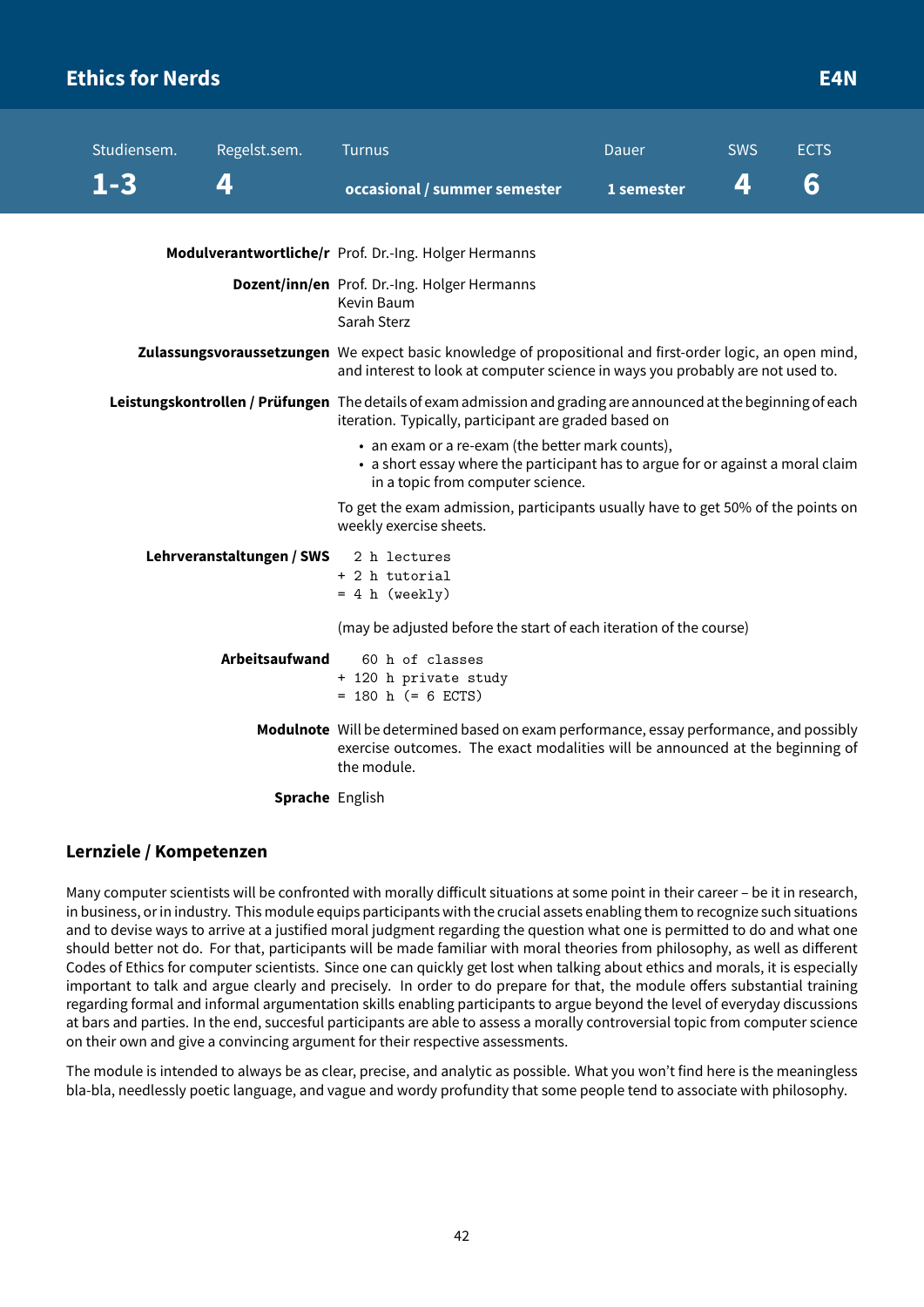## Ethics for Nerds — E4N

| Studiensem. | Regelst.sem. | Turnus | Dauer | SWS | ECTS |
|---|---|---|---|---|---|
| **1-3** | **4** | **occasional / summer semester** | **1 semester** | **4** | **6** |

**Modulverantwortliche/r** Prof. Dr.-Ing. Holger Hermanns

**Dozent/inn/en** Prof. Dr.-Ing. Holger Hermanns
Kevin Baum
Sarah Sterz

**Zulassungsvoraussetzungen** We expect basic knowledge of propositional and first-order logic, an open mind, and interest to look at computer science in ways you probably are not used to.

**Leistungskontrollen / Prüfungen** The details of exam admission and grading are announced at the beginning of each iteration. Typically, participant are graded based on

- an exam or a re-exam (the better mark counts),
- a short essay where the participant has to argue for or against a moral claim in a topic from computer science.

To get the exam admission, participants usually have to get 50% of the points on weekly exercise sheets.

**Lehrveranstaltungen / SWS**

```
  2 h lectures
+ 2 h tutorial
= 4 h (weekly)
```

(may be adjusted before the start of each iteration of the course)

**Arbeitsaufwand**

```
   60 h of classes
+ 120 h private study
= 180 h (= 6 ECTS)
```

**Modulnote** Will be determined based on exam performance, essay performance, and possibly exercise outcomes. The exact modalities will be announced at the beginning of the module.

**Sprache** English

### Lernziele / Kompetenzen

Many computer scientists will be confronted with morally difficult situations at some point in their career – be it in research, in business, or in industry. This module equips participants with the crucial assets enabling them to recognize such situations and to devise ways to arrive at a justified moral judgment regarding the question what one is permitted to do and what one should better not do. For that, participants will be made familiar with moral theories from philosophy, as well as different Codes of Ethics for computer scientists. Since one can quickly get lost when talking about ethics and morals, it is especially important to talk and argue clearly and precisely. In order to do prepare for that, the module offers substantial training regarding formal and informal argumentation skills enabling participants to argue beyond the level of everyday discussions at bars and parties. In the end, succesful participants are able to assess a morally controversial topic from computer science on their own and give a convincing argument for their respective assessments.

The module is intended to always be as clear, precise, and analytic as possible. What you won't find here is the meaningless bla-bla, needlessly poetic language, and vague and wordy profundity that some people tend to associate with philosophy.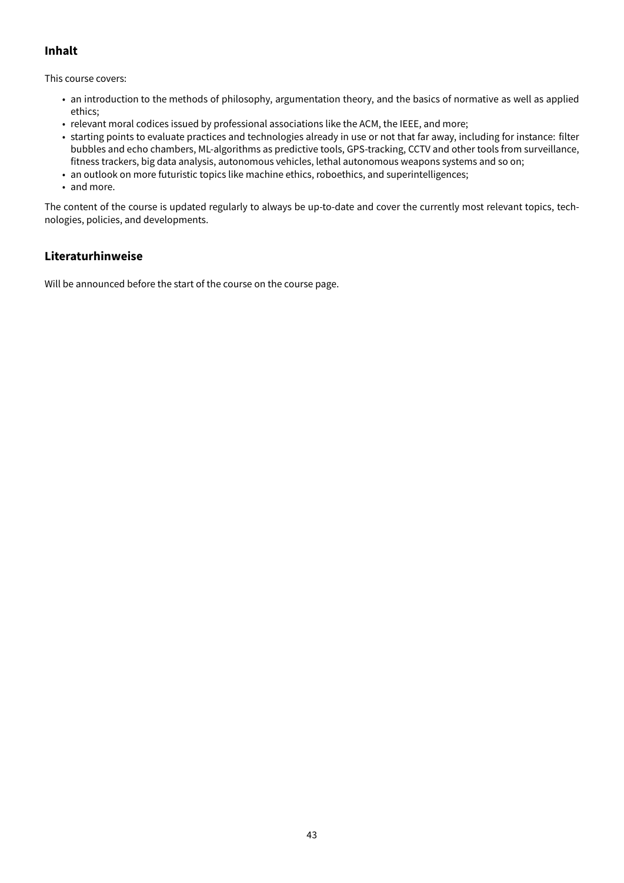## Inhalt

This course covers:

- an introduction to the methods of philosophy, argumentation theory, and the basics of normative as well as applied ethics;
- relevant moral codices issued by professional associations like the ACM, the IEEE, and more;
- starting points to evaluate practices and technologies already in use or not that far away, including for instance: filter bubbles and echo chambers, ML-algorithms as predictive tools, GPS-tracking, CCTV and other tools from surveillance, fitness trackers, big data analysis, autonomous vehicles, lethal autonomous weapons systems and so on;
- an outlook on more futuristic topics like machine ethics, roboethics, and superintelligences;
- and more.

The content of the course is updated regularly to always be up-to-date and cover the currently most relevant topics, technologies, policies, and developments.

## Literaturhinweise

Will be announced before the start of the course on the course page.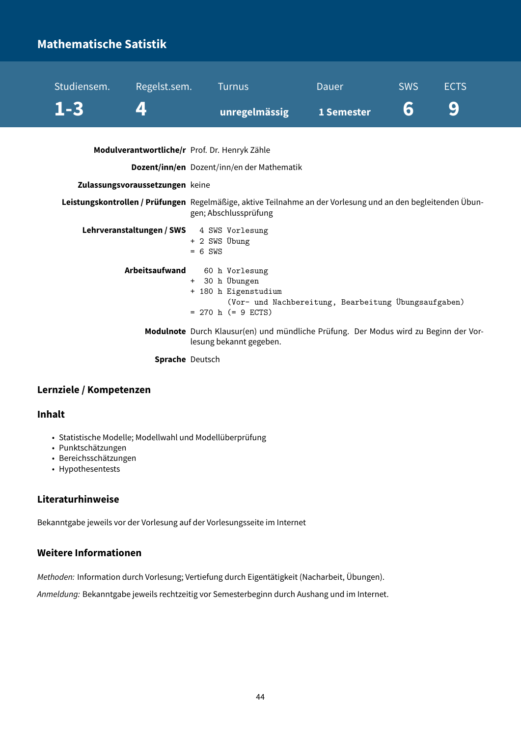# Mathematische Satistik

| Studiensem. | Regelst.sem. | Turnus | Dauer | SWS | ECTS |
|---|---|---|---|---|---|
| **1-3** | **4** | **unregelmässig** | **1 Semester** | **6** | **9** |

**Modulverantwortliche/r** Prof. Dr. Henryk Zähle

**Dozent/inn/en** Dozent/inn/en der Mathematik

**Zulassungsvoraussetzungen** keine

**Leistungskontrollen / Prüfungen** Regelmäßige, aktive Teilnahme an der Vorlesung und an den begleitenden Übungen; Abschlussprüfung

**Lehrveranstaltungen / SWS**

```
  4 SWS Vorlesung
+ 2 SWS Übung
= 6 SWS
```

**Arbeitsaufwand**

```
   60 h Vorlesung
+  30 h Übungen
+ 180 h Eigenstudium
        (Vor- und Nachbereitung, Bearbeitung Übungsaufgaben)
= 270 h (= 9 ECTS)
```

**Modulnote** Durch Klausur(en) und mündliche Prüfung. Der Modus wird zu Beginn der Vorlesung bekannt gegeben.

**Sprache** Deutsch

## Lernziele / Kompetenzen

## Inhalt

- Statistische Modelle; Modellwahl und Modellüberprüfung
- Punktschätzungen
- Bereichsschätzungen
- Hypothesentests

## Literaturhinweise

Bekanntgabe jeweils vor der Vorlesung auf der Vorlesungsseite im Internet

## Weitere Informationen

*Methoden:* Information durch Vorlesung; Vertiefung durch Eigentätigkeit (Nacharbeit, Übungen).

*Anmeldung:* Bekanntgabe jeweils rechtzeitig vor Semesterbeginn durch Aushang und im Internet.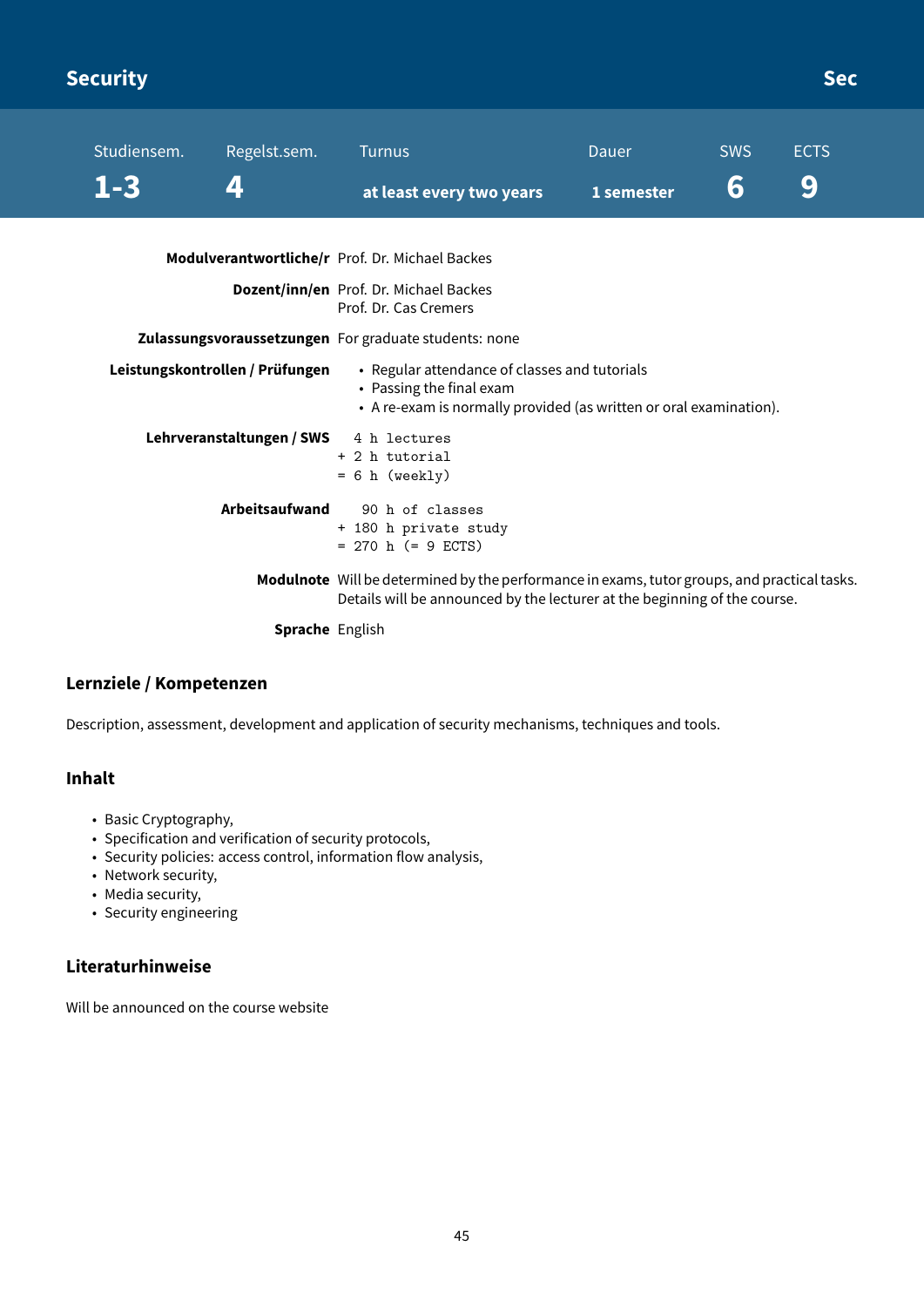# Security

**Sec**

| Studiensem. | Regelst.sem. | Turnus | Dauer | SWS | ECTS |
|---|---|---|---|---|---|
| **1-3** | **4** | **at least every two years** | **1 semester** | **6** | **9** |

**Modulverantwortliche/r** Prof. Dr. Michael Backes

**Dozent/inn/en** Prof. Dr. Michael Backes
Prof. Dr. Cas Cremers

**Zulassungsvoraussetzungen** For graduate students: none

**Leistungskontrollen / Prüfungen**

- Regular attendance of classes and tutorials
- Passing the final exam
- A re-exam is normally provided (as written or oral examination).

**Lehrveranstaltungen / SWS**

```
  4 h lectures
+ 2 h tutorial
= 6 h (weekly)
```

**Arbeitsaufwand**

```
   90 h of classes
+ 180 h private study
= 270 h (= 9 ECTS)
```

**Modulnote** Will be determined by the performance in exams, tutor groups, and practical tasks. Details will be announced by the lecturer at the beginning of the course.

**Sprache** English

## Lernziele / Kompetenzen

Description, assessment, development and application of security mechanisms, techniques and tools.

## Inhalt

- Basic Cryptography,
- Specification and verification of security protocols,
- Security policies: access control, information flow analysis,
- Network security,
- Media security,
- Security engineering

## Literaturhinweise

Will be announced on the course website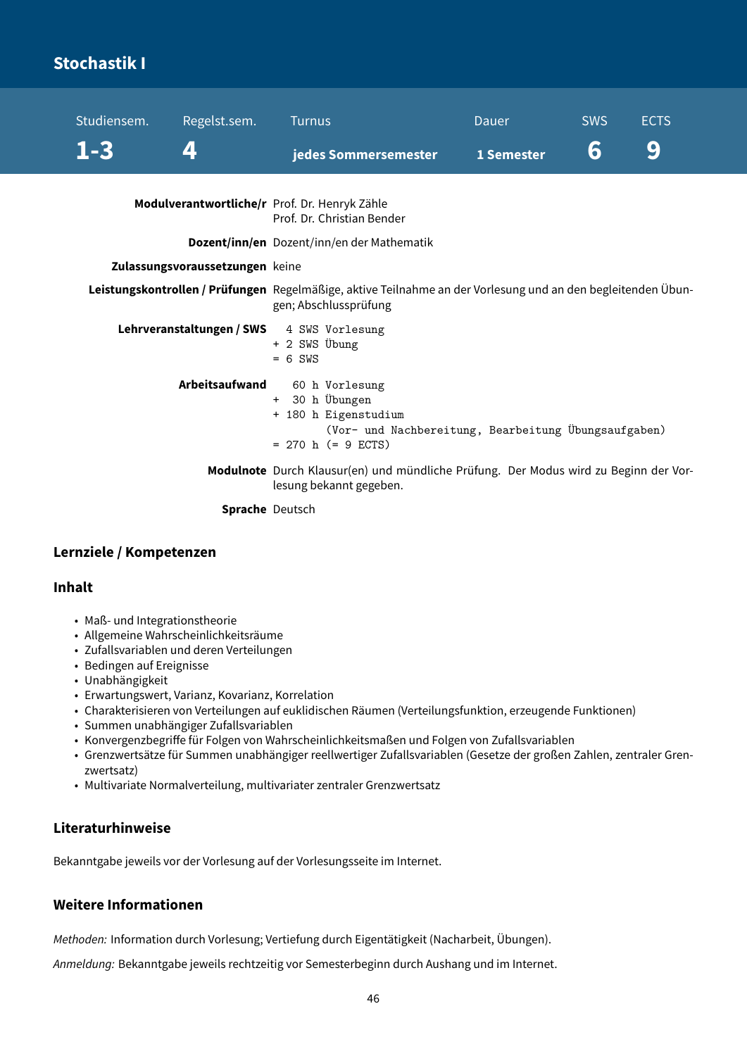# Stochastik I

| Studiensem. | Regelst.sem. | Turnus | Dauer | SWS | ECTS |
|---|---|---|---|---|---|
| **1-3** | **4** | **jedes Sommersemester** | **1 Semester** | **6** | **9** |

**Modulverantwortliche/r** Prof. Dr. Henryk Zähle
Prof. Dr. Christian Bender

**Dozent/inn/en** Dozent/inn/en der Mathematik

**Zulassungsvoraussetzungen** keine

**Leistungskontrollen / Prüfungen** Regelmäßige, aktive Teilnahme an der Vorlesung und an den begleitenden Übungen; Abschlussprüfung

**Lehrveranstaltungen / SWS**

```
  4 SWS Vorlesung
+ 2 SWS Übung
= 6 SWS
```

**Arbeitsaufwand**

```
   60 h Vorlesung
+  30 h Übungen
+ 180 h Eigenstudium
        (Vor- und Nachbereitung, Bearbeitung Übungsaufgaben)
= 270 h (= 9 ECTS)
```

**Modulnote** Durch Klausur(en) und mündliche Prüfung. Der Modus wird zu Beginn der Vorlesung bekannt gegeben.

**Sprache** Deutsch

## Lernziele / Kompetenzen

## Inhalt

- Maß- und Integrationstheorie
- Allgemeine Wahrscheinlichkeitsräume
- Zufallsvariablen und deren Verteilungen
- Bedingen auf Ereignisse
- Unabhängigkeit
- Erwartungswert, Varianz, Kovarianz, Korrelation
- Charakterisieren von Verteilungen auf euklidischen Räumen (Verteilungsfunktion, erzeugende Funktionen)
- Summen unabhängiger Zufallsvariablen
- Konvergenzbegriffe für Folgen von Wahrscheinlichkeitsmaßen und Folgen von Zufallsvariablen
- Grenzwertsätze für Summen unabhängiger reellwertiger Zufallsvariablen (Gesetze der großen Zahlen, zentraler Grenzwertsatz)
- Multivariate Normalverteilung, multivariater zentraler Grenzwertsatz

## Literaturhinweise

Bekanntgabe jeweils vor der Vorlesung auf der Vorlesungsseite im Internet.

## Weitere Informationen

*Methoden:* Information durch Vorlesung; Vertiefung durch Eigentätigkeit (Nacharbeit, Übungen).

*Anmeldung:* Bekanntgabe jeweils rechtzeitig vor Semesterbeginn durch Aushang und im Internet.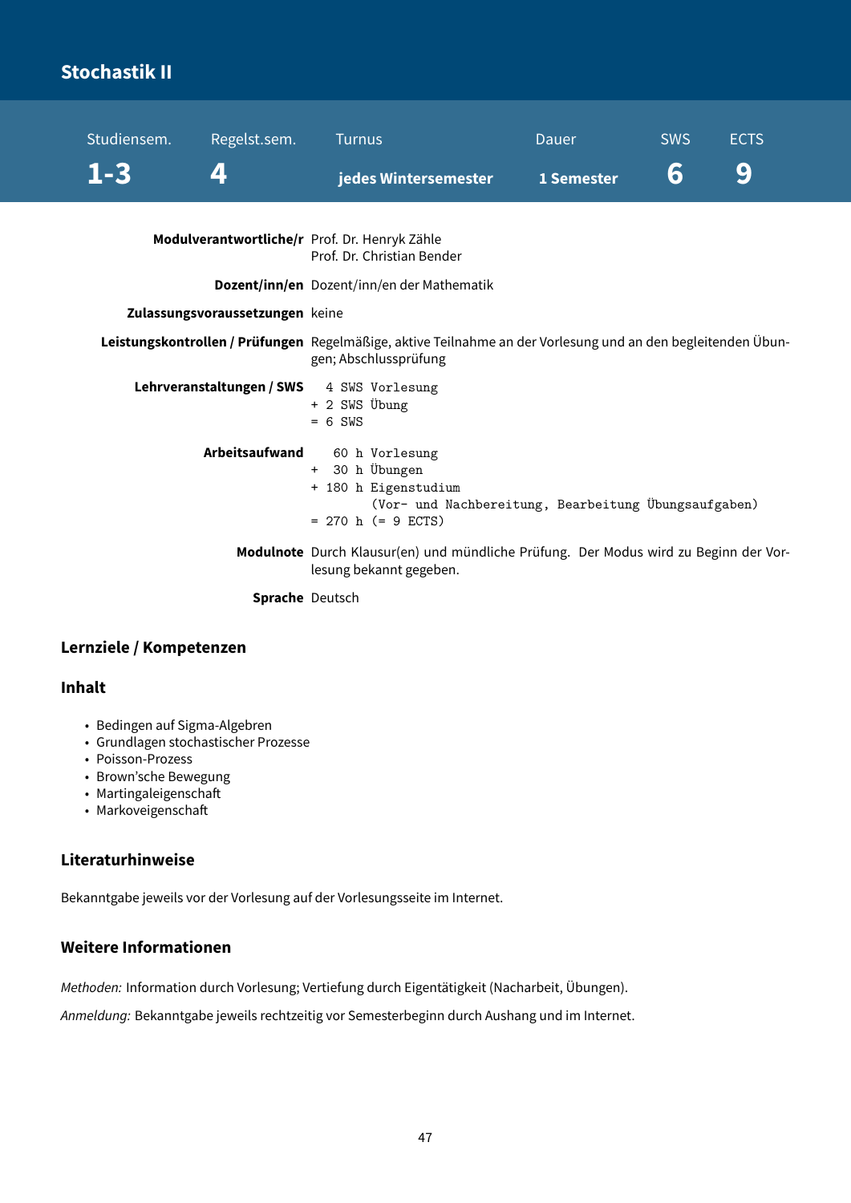# Stochastik II

| Studiensem. | Regelst.sem. | Turnus | Dauer | SWS | ECTS |
|---|---|---|---|---|---|
| 1-3 | 4 | jedes Wintersemester | 1 Semester | 6 | 9 |

**Modulverantwortliche/r** Prof. Dr. Henryk Zähle
Prof. Dr. Christian Bender

**Dozent/inn/en** Dozent/inn/en der Mathematik

**Zulassungsvoraussetzungen** keine

**Leistungskontrollen / Prüfungen** Regelmäßige, aktive Teilnahme an der Vorlesung und an den begleitenden Übungen; Abschlussprüfung

**Lehrveranstaltungen / SWS**

```
  4 SWS Vorlesung
+ 2 SWS Übung
= 6 SWS
```

**Arbeitsaufwand**

```
   60 h Vorlesung
+  30 h Übungen
+ 180 h Eigenstudium
        (Vor- und Nachbereitung, Bearbeitung Übungsaufgaben)
= 270 h (= 9 ECTS)
```

**Modulnote** Durch Klausur(en) und mündliche Prüfung. Der Modus wird zu Beginn der Vorlesung bekannt gegeben.

**Sprache** Deutsch

## Lernziele / Kompetenzen

## Inhalt

- Bedingen auf Sigma-Algebren
- Grundlagen stochastischer Prozesse
- Poisson-Prozess
- Brown'sche Bewegung
- Martingaleigenschaft
- Markoveigenschaft

## Literaturhinweise

Bekanntgabe jeweils vor der Vorlesung auf der Vorlesungsseite im Internet.

## Weitere Informationen

*Methoden:* Information durch Vorlesung; Vertiefung durch Eigentätigkeit (Nacharbeit, Übungen).

*Anmeldung:* Bekanntgabe jeweils rechtzeitig vor Semesterbeginn durch Aushang und im Internet.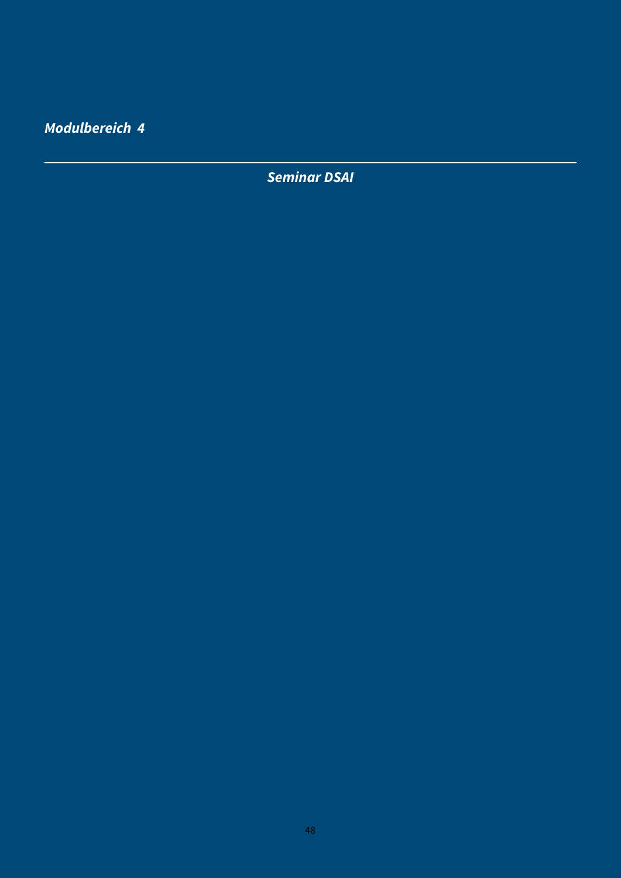*Modulbereich 4*

---

***Seminar DSAI***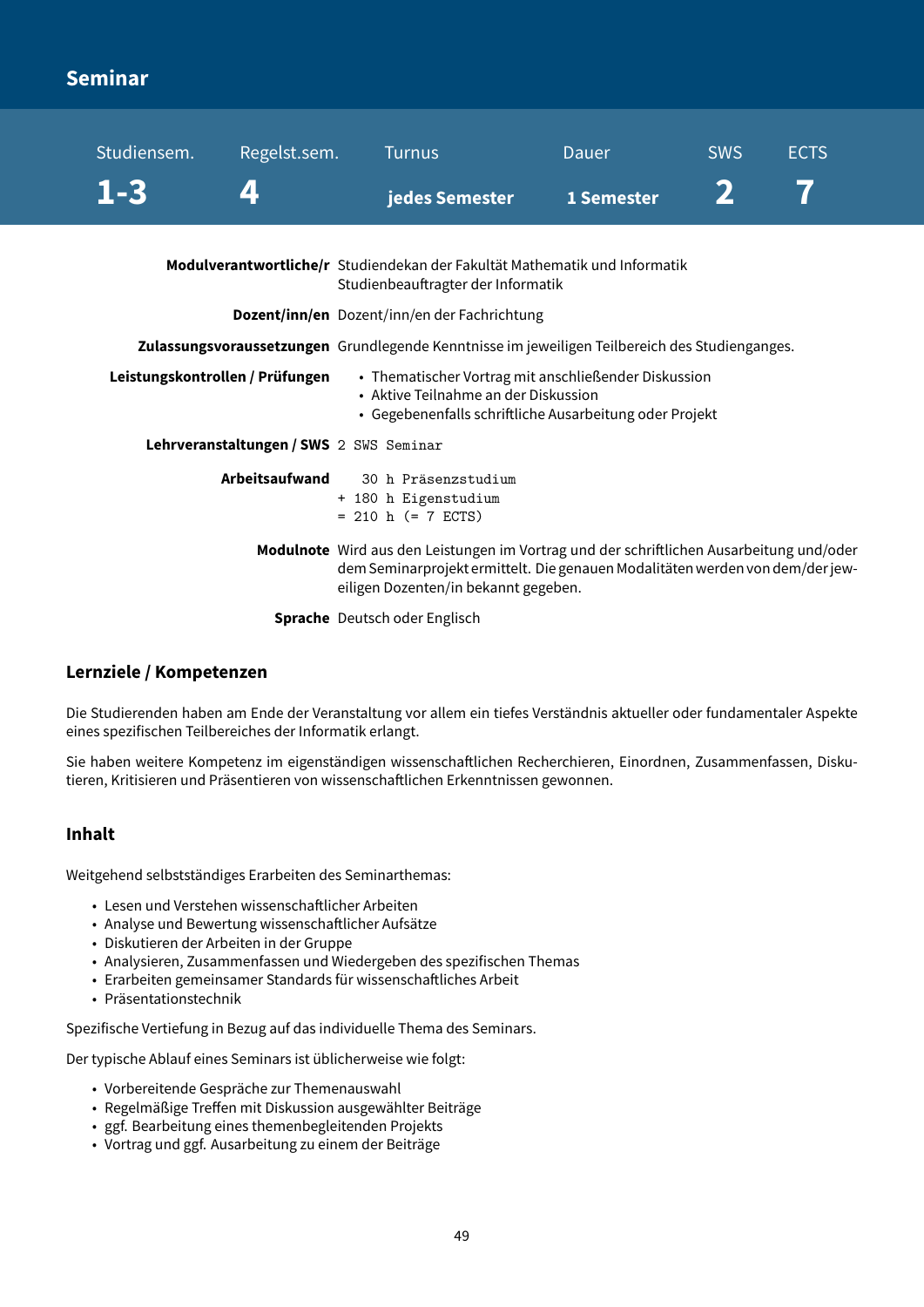## Seminar

| Studiensem. | Regelst.sem. | Turnus | Dauer | SWS | ECTS |
|---|---|---|---|---|---|
| **1-3** | **4** | **jedes Semester** | **1 Semester** | **2** | **7** |

| | |
|---|---|
| **Modulverantwortliche/r** | Studiendekan der Fakultät Mathematik und Informatik<br>Studienbeauftragter der Informatik |
| **Dozent/inn/en** | Dozent/inn/en der Fachrichtung |
| **Zulassungsvoraussetzungen** | Grundlegende Kenntnisse im jeweiligen Teilbereich des Studienganges. |
| **Leistungskontrollen / Prüfungen** | • Thematischer Vortrag mit anschließender Diskussion<br>• Aktive Teilnahme an der Diskussion<br>• Gegebenenfalls schriftliche Ausarbeitung oder Projekt |
| **Lehrveranstaltungen / SWS** | 2 SWS Seminar |
| **Arbeitsaufwand** | 30 h Präsenzstudium<br>+ 180 h Eigenstudium<br>= 210 h (= 7 ECTS) |
| **Modulnote** | Wird aus den Leistungen im Vortrag und der schriftlichen Ausarbeitung und/oder dem Seminarprojekt ermittelt. Die genauen Modalitäten werden von dem/der jeweiligen Dozenten/in bekannt gegeben. |
| **Sprache** | Deutsch oder Englisch |

### Lernziele / Kompetenzen

Die Studierenden haben am Ende der Veranstaltung vor allem ein tiefes Verständnis aktueller oder fundamentaler Aspekte eines spezifischen Teilbereiches der Informatik erlangt.

Sie haben weitere Kompetenz im eigenständigen wissenschaftlichen Recherchieren, Einordnen, Zusammenfassen, Diskutieren, Kritisieren und Präsentieren von wissenschaftlichen Erkenntnissen gewonnen.

### Inhalt

Weitgehend selbstständiges Erarbeiten des Seminarthemas:

- Lesen und Verstehen wissenschaftlicher Arbeiten
- Analyse und Bewertung wissenschaftlicher Aufsätze
- Diskutieren der Arbeiten in der Gruppe
- Analysieren, Zusammenfassen und Wiedergeben des spezifischen Themas
- Erarbeiten gemeinsamer Standards für wissenschaftliches Arbeit
- Präsentationstechnik

Spezifische Vertiefung in Bezug auf das individuelle Thema des Seminars.

Der typische Ablauf eines Seminars ist üblicherweise wie folgt:

- Vorbereitende Gespräche zur Themenauswahl
- Regelmäßige Treffen mit Diskussion ausgewählter Beiträge
- ggf. Bearbeitung eines themenbegleitenden Projekts
- Vortrag und ggf. Ausarbeitung zu einem der Beiträge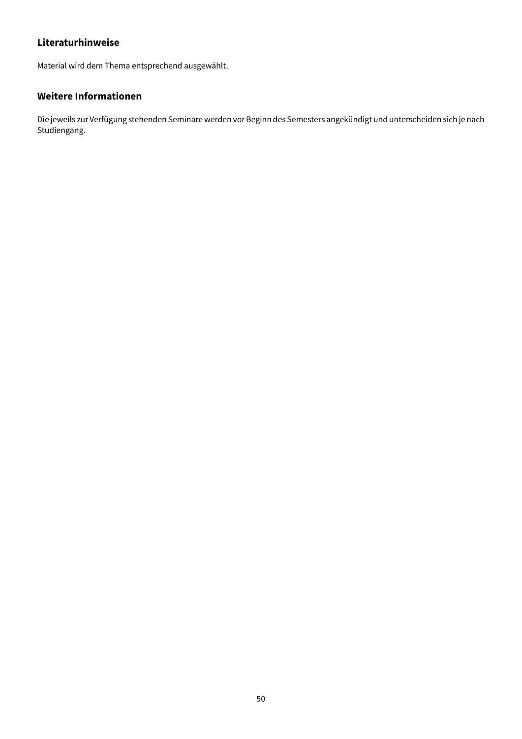### Literaturhinweise

Material wird dem Thema entsprechend ausgewählt.

### Weitere Informationen

Die jeweils zur Verfügung stehenden Seminare werden vor Beginn des Semesters angekündigt und unterscheiden sich je nach Studiengang.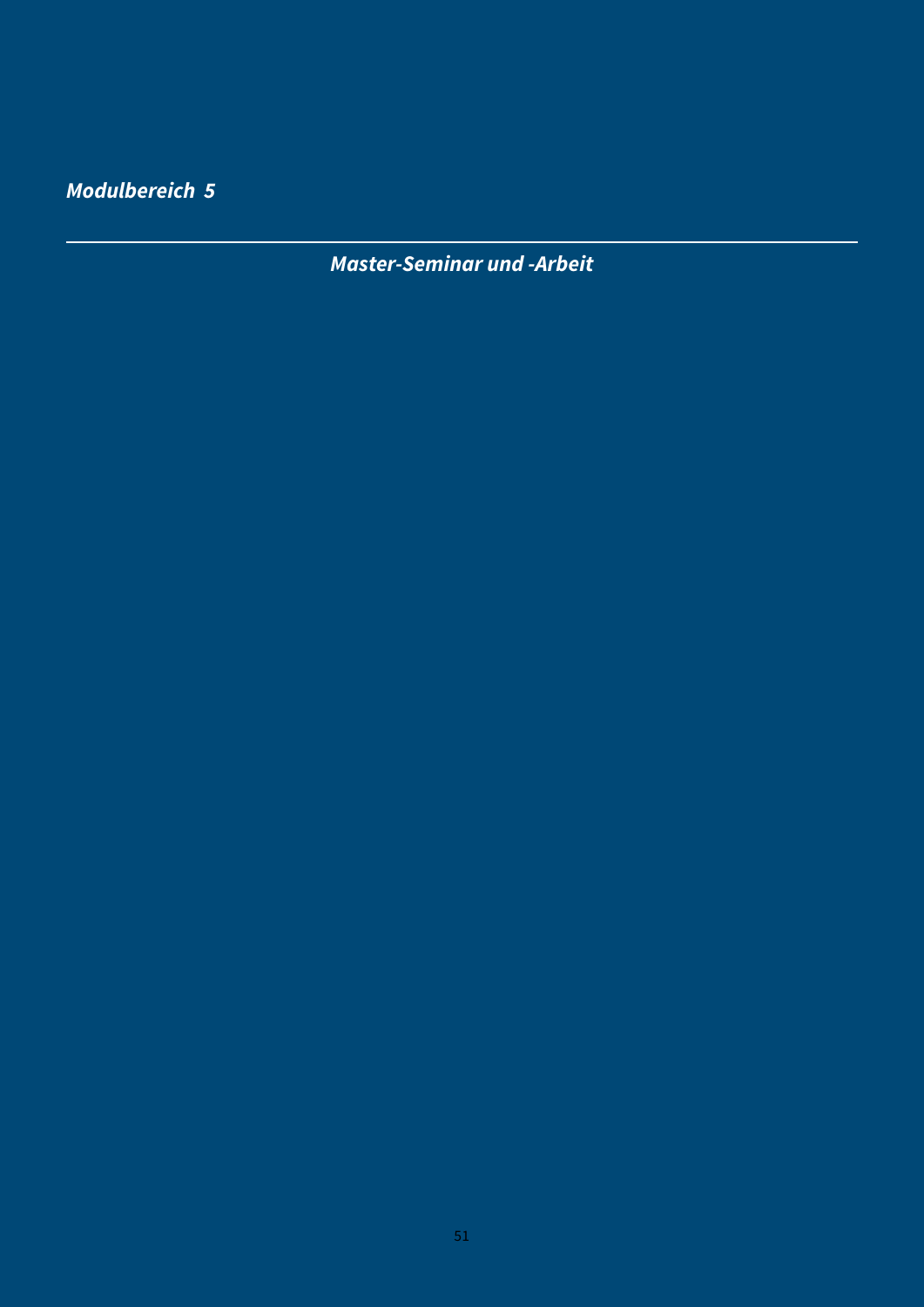*Modulbereich 5*

---

# *Master-Seminar und -Arbeit*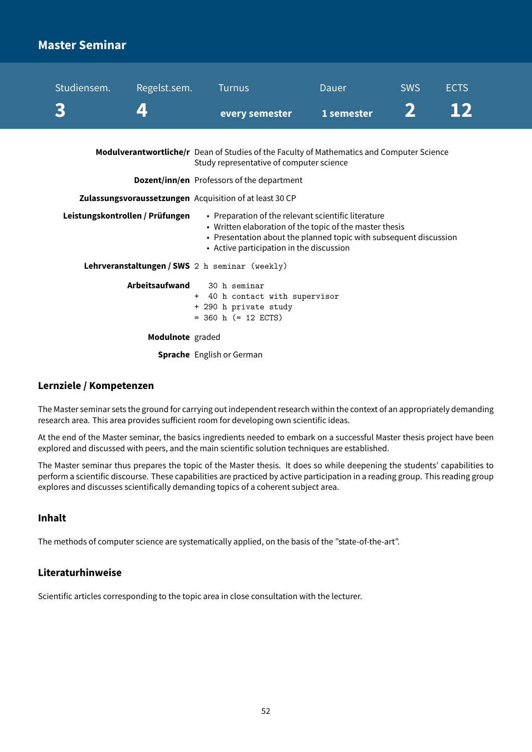# Master Seminar

| Studiensem. | Regelst.sem. | Turnus | Dauer | SWS | ECTS |
|---|---|---|---|---|---|
| **3** | **4** | **every semester** | **1 semester** | **2** | **12** |

**Modulverantwortliche/r** Dean of Studies of the Faculty of Mathematics and Computer Science
Study representative of computer science

**Dozent/inn/en** Professors of the department

**Zulassungsvoraussetzungen** Acquisition of at least 30 CP

**Leistungskontrollen / Prüfungen**
- Preparation of the relevant scientific literature
- Written elaboration of the topic of the master thesis
- Presentation about the planned topic with subsequent discussion
- Active participation in the discussion

**Lehrveranstaltungen / SWS** 2 h seminar (weekly)

**Arbeitsaufwand**

```
   30 h seminar
+  40 h contact with supervisor
+ 290 h private study
= 360 h (= 12 ECTS)
```

**Modulnote** graded

**Sprache** English or German

## Lernziele / Kompetenzen

The Master seminar sets the ground for carrying out independent research within the context of an appropriately demanding research area. This area provides sufficient room for developing own scientific ideas.

At the end of the Master seminar, the basics ingredients needed to embark on a successful Master thesis project have been explored and discussed with peers, and the main scientific solution techniques are established.

The Master seminar thus prepares the topic of the Master thesis. It does so while deepening the students' capabilities to perform a scientific discourse. These capabilities are practiced by active participation in a reading group. This reading group explores and discusses scientifically demanding topics of a coherent subject area.

## Inhalt

The methods of computer science are systematically applied, on the basis of the "state-of-the-art".

## Literaturhinweise

Scientific articles corresponding to the topic area in close consultation with the lecturer.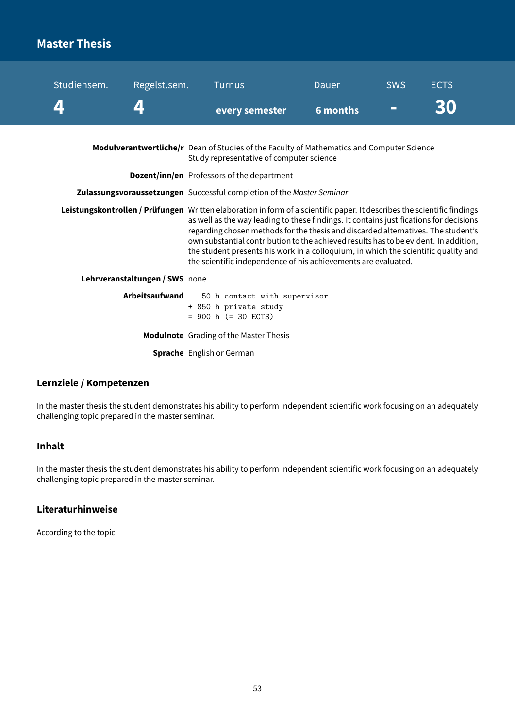## Master Thesis

| Studiensem. | Regelst.sem. | Turnus | Dauer | SWS | ECTS |
|---|---|---|---|---|---|
| **4** | **4** | **every semester** | **6 months** | **-** | **30** |

**Modulverantwortliche/r** Dean of Studies of the Faculty of Mathematics and Computer Science
Study representative of computer science

**Dozent/inn/en** Professors of the department

**Zulassungsvoraussetzungen** Successful completion of the *Master Seminar*

**Leistungskontrollen / Prüfungen** Written elaboration in form of a scientific paper. It describes the scientific findings as well as the way leading to these findings. It contains justifications for decisions regarding chosen methods for the thesis and discarded alternatives. The student's own substantial contribution to the achieved results has to be evident. In addition, the student presents his work in a colloquium, in which the scientific quality and the scientific independence of his achievements are evaluated.

**Lehrveranstaltungen / SWS** none

**Arbeitsaufwand**

```
  50 h contact with supervisor
+ 850 h private study
= 900 h (= 30 ECTS)
```

**Modulnote** Grading of the Master Thesis

**Sprache** English or German

### Lernziele / Kompetenzen

In the master thesis the student demonstrates his ability to perform independent scientific work focusing on an adequately challenging topic prepared in the master seminar.

### Inhalt

In the master thesis the student demonstrates his ability to perform independent scientific work focusing on an adequately challenging topic prepared in the master seminar.

### Literaturhinweise

According to the topic